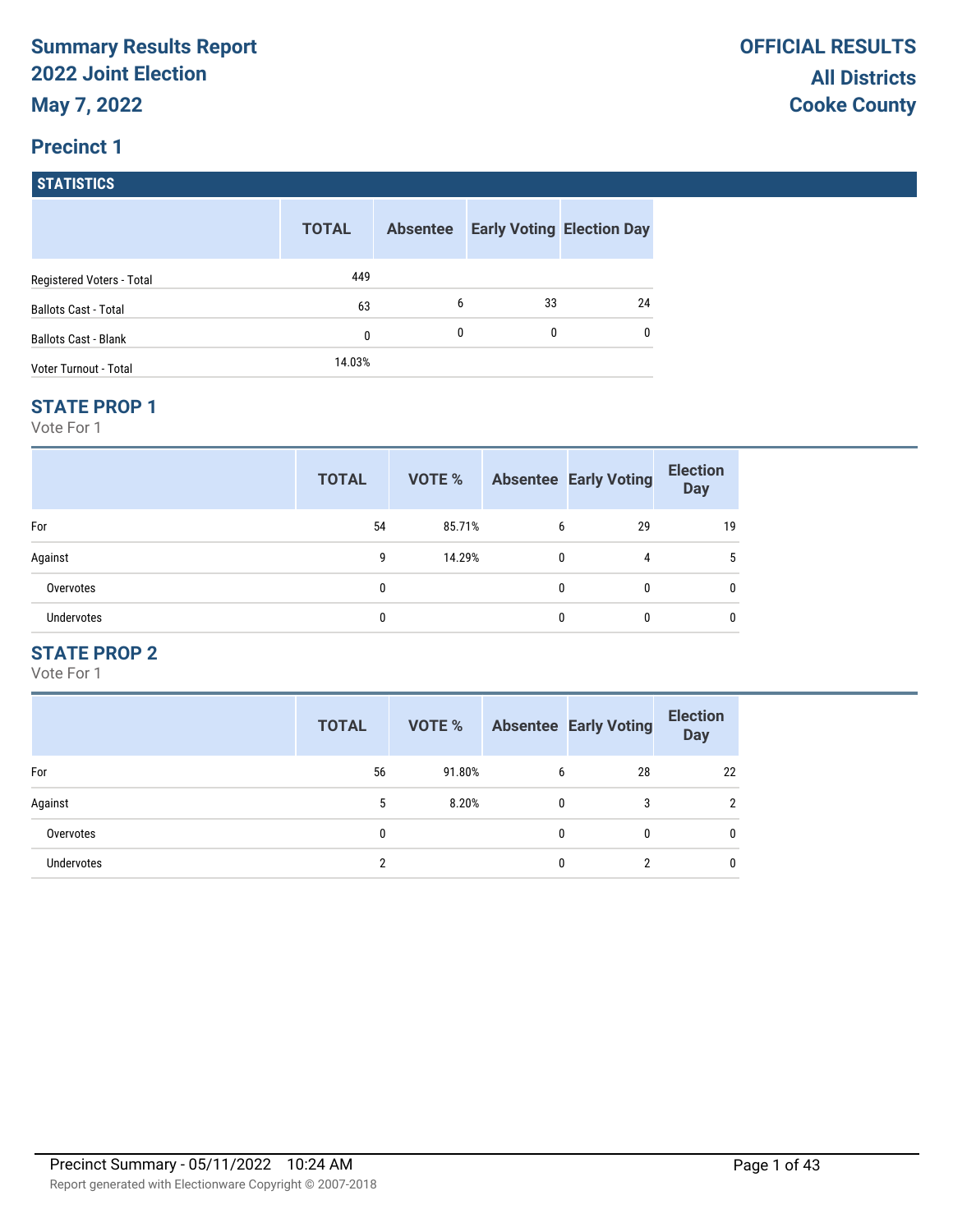# Summary Results Report
# 2022 Joint Election
# May 7, 2022

**OFFICIAL RESULTS**
**All Districts**
**Cooke County**

## Precinct 1

### STATISTICS

| | TOTAL | Absentee | Early Voting | Election Day |
|---|---|---|---|---|
| Registered Voters - Total | 449 | | | |
| Ballots Cast - Total | 63 | 6 | 33 | 24 |
| Ballots Cast - Blank | 0 | 0 | 0 | 0 |
| Voter Turnout - Total | 14.03% | | | |

### STATE PROP 1

Vote For 1

| | TOTAL | VOTE % | Absentee | Early Voting | Election Day |
|---|---|---|---|---|---|
| For | 54 | 85.71% | 6 | 29 | 19 |
| Against | 9 | 14.29% | 0 | 4 | 5 |
| Overvotes | 0 | | 0 | 0 | 0 |
| Undervotes | 0 | | 0 | 0 | 0 |

### STATE PROP 2

Vote For 1

| | TOTAL | VOTE % | Absentee | Early Voting | Election Day |
|---|---|---|---|---|---|
| For | 56 | 91.80% | 6 | 28 | 22 |
| Against | 5 | 8.20% | 0 | 3 | 2 |
| Overvotes | 0 | | 0 | 0 | 0 |
| Undervotes | 2 | | 0 | 2 | 0 |

Precinct Summary - 05/11/2022 10:24 AM

Report generated with Electionware Copyright © 2007-2018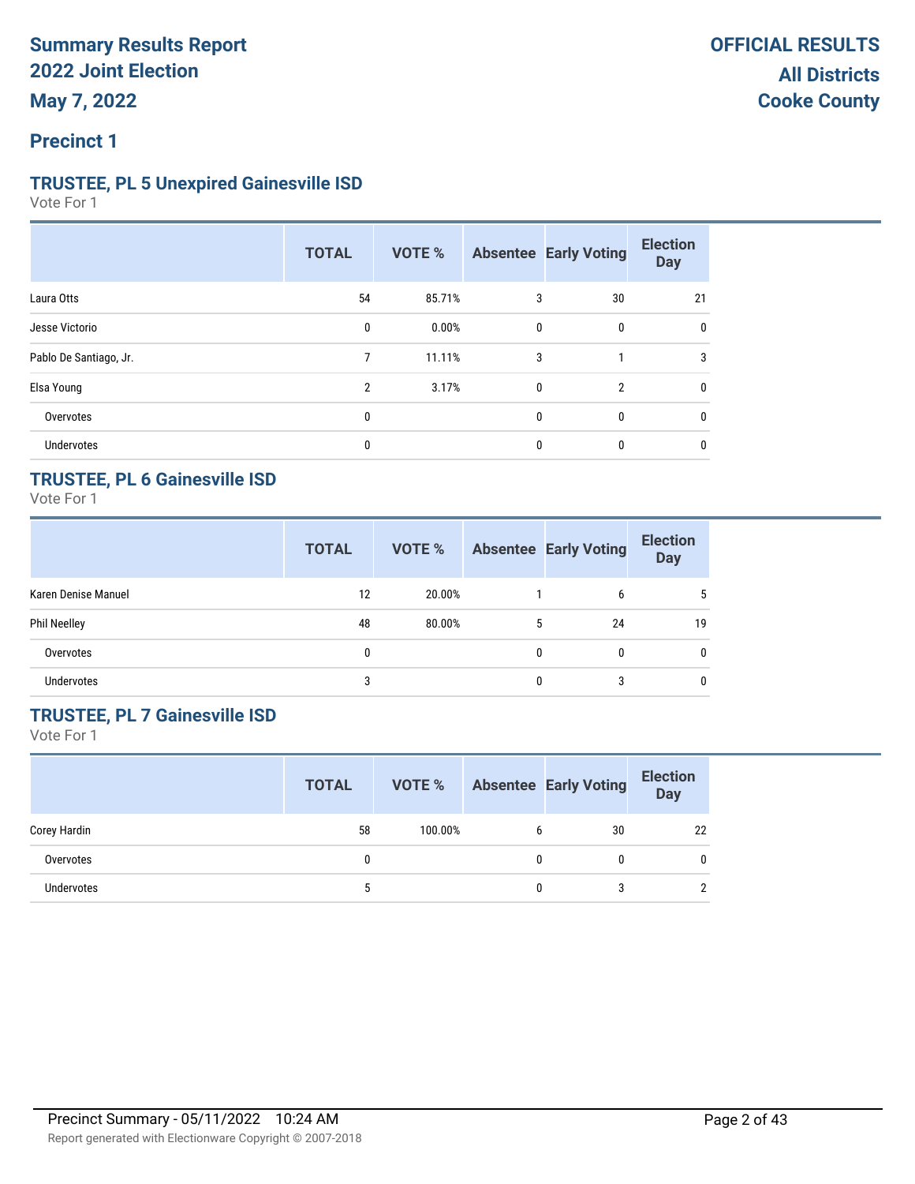# Summary Results Report
# 2022 Joint Election
# May 7, 2022

**OFFICIAL RESULTS**
**All Districts**
**Cooke County**

## Precinct 1

### TRUSTEE, PL 5 Unexpired Gainesville ISD

Vote For 1

| | TOTAL | VOTE % | Absentee | Early Voting | Election Day |
|---|---|---|---|---|---|
| Laura Otts | 54 | 85.71% | 3 | 30 | 21 |
| Jesse Victorio | 0 | 0.00% | 0 | 0 | 0 |
| Pablo De Santiago, Jr. | 7 | 11.11% | 3 | 1 | 3 |
| Elsa Young | 2 | 3.17% | 0 | 2 | 0 |
| Overvotes | 0 | | 0 | 0 | 0 |
| Undervotes | 0 | | 0 | 0 | 0 |

### TRUSTEE, PL 6 Gainesville ISD

Vote For 1

| | TOTAL | VOTE % | Absentee | Early Voting | Election Day |
|---|---|---|---|---|---|
| Karen Denise Manuel | 12 | 20.00% | 1 | 6 | 5 |
| Phil Neelley | 48 | 80.00% | 5 | 24 | 19 |
| Overvotes | 0 | | 0 | 0 | 0 |
| Undervotes | 3 | | 0 | 3 | 0 |

### TRUSTEE, PL 7 Gainesville ISD

Vote For 1

| | TOTAL | VOTE % | Absentee | Early Voting | Election Day |
|---|---|---|---|---|---|
| Corey Hardin | 58 | 100.00% | 6 | 30 | 22 |
| Overvotes | 0 | | 0 | 0 | 0 |
| Undervotes | 5 | | 0 | 3 | 2 |

Precinct Summary - 05/11/2022 10:24 AM

Report generated with Electionware Copyright © 2007-2018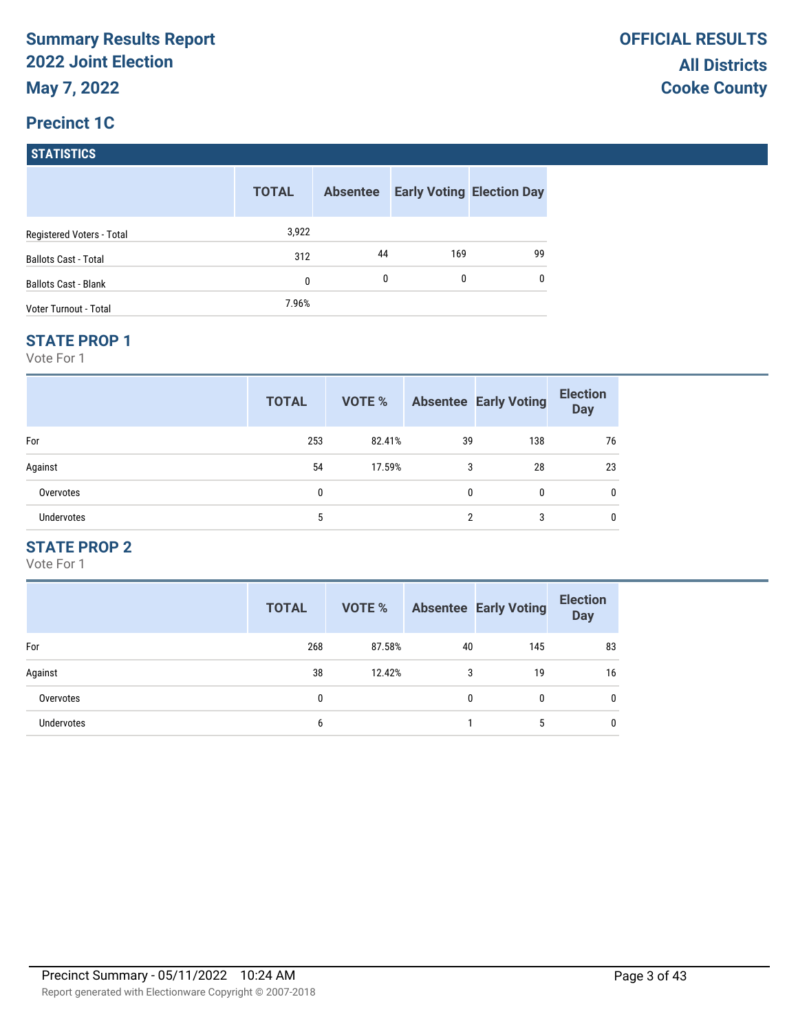# Summary Results Report
## 2022 Joint Election
## May 7, 2022

**OFFICIAL RESULTS**
**All Districts**
**Cooke County**

## Precinct 1C

### STATISTICS

| | TOTAL | Absentee | Early Voting | Election Day |
|---|---|---|---|---|
| Registered Voters - Total | 3,922 | | | |
| Ballots Cast - Total | 312 | 44 | 169 | 99 |
| Ballots Cast - Blank | 0 | 0 | 0 | 0 |
| Voter Turnout - Total | 7.96% | | | |

### STATE PROP 1

Vote For 1

| | TOTAL | VOTE % | Absentee | Early Voting | Election Day |
|---|---|---|---|---|---|
| For | 253 | 82.41% | 39 | 138 | 76 |
| Against | 54 | 17.59% | 3 | 28 | 23 |
| Overvotes | 0 | | 0 | 0 | 0 |
| Undervotes | 5 | | 2 | 3 | 0 |

### STATE PROP 2

Vote For 1

| | TOTAL | VOTE % | Absentee | Early Voting | Election Day |
|---|---|---|---|---|---|
| For | 268 | 87.58% | 40 | 145 | 83 |
| Against | 38 | 12.42% | 3 | 19 | 16 |
| Overvotes | 0 | | 0 | 0 | 0 |
| Undervotes | 6 | | 1 | 5 | 0 |

Precinct Summary - 05/11/2022 10:24 AM

Report generated with Electionware Copyright © 2007-2018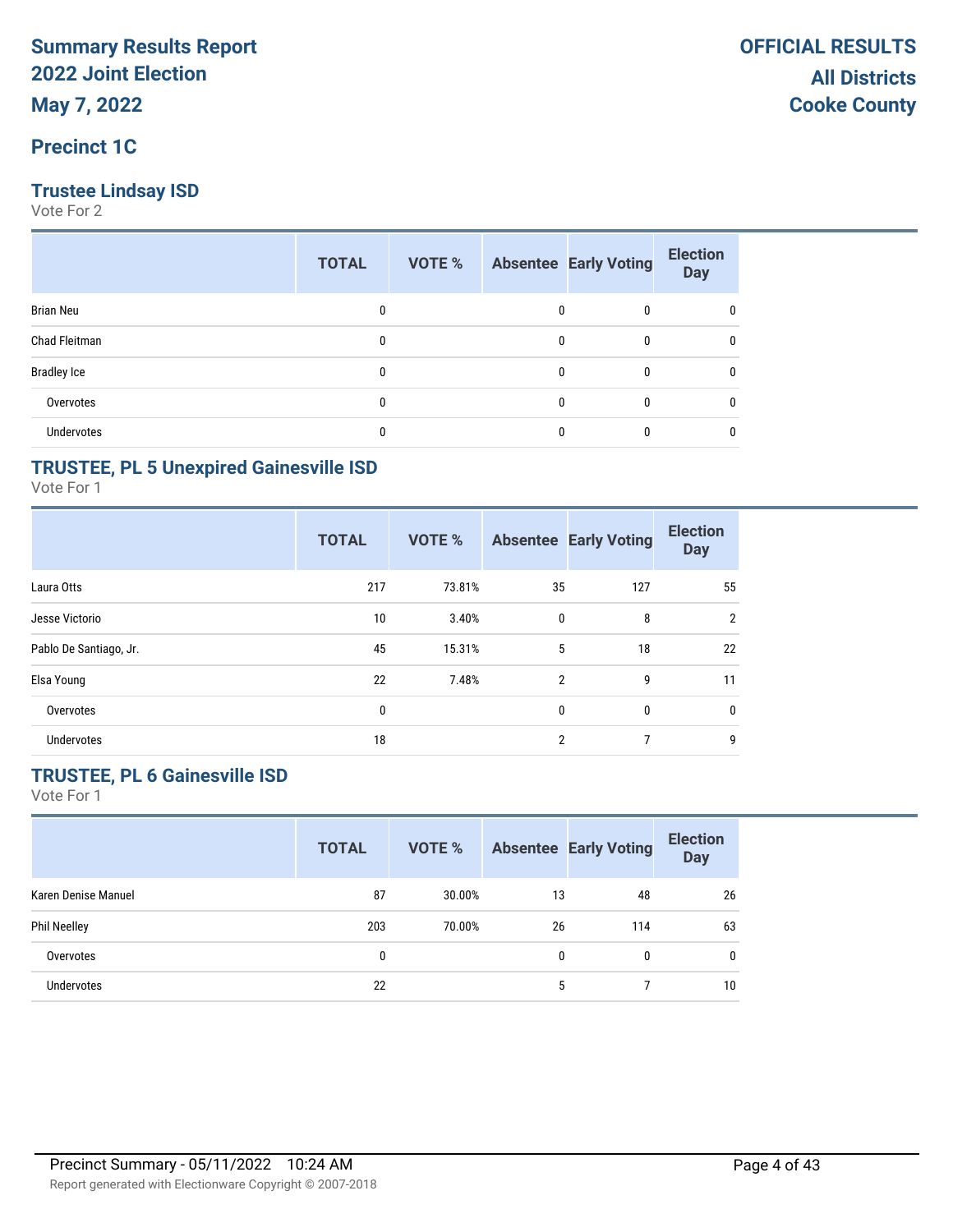# Summary Results Report
# 2022 Joint Election
# May 7, 2022

**OFFICIAL RESULTS**
**All Districts**
**Cooke County**

## Precinct 1C

### Trustee Lindsay ISD

Vote For 2

| | TOTAL | VOTE % | Absentee | Early Voting | Election Day |
|---|---|---|---|---|---|
| Brian Neu | 0 | | 0 | 0 | 0 |
| Chad Fleitman | 0 | | 0 | 0 | 0 |
| Bradley Ice | 0 | | 0 | 0 | 0 |
| Overvotes | 0 | | 0 | 0 | 0 |
| Undervotes | 0 | | 0 | 0 | 0 |

### TRUSTEE, PL 5 Unexpired Gainesville ISD

Vote For 1

| | TOTAL | VOTE % | Absentee | Early Voting | Election Day |
|---|---|---|---|---|---|
| Laura Otts | 217 | 73.81% | 35 | 127 | 55 |
| Jesse Victorio | 10 | 3.40% | 0 | 8 | 2 |
| Pablo De Santiago, Jr. | 45 | 15.31% | 5 | 18 | 22 |
| Elsa Young | 22 | 7.48% | 2 | 9 | 11 |
| Overvotes | 0 | | 0 | 0 | 0 |
| Undervotes | 18 | | 2 | 7 | 9 |

### TRUSTEE, PL 6 Gainesville ISD

Vote For 1

| | TOTAL | VOTE % | Absentee | Early Voting | Election Day |
|---|---|---|---|---|---|
| Karen Denise Manuel | 87 | 30.00% | 13 | 48 | 26 |
| Phil Neelley | 203 | 70.00% | 26 | 114 | 63 |
| Overvotes | 0 | | 0 | 0 | 0 |
| Undervotes | 22 | | 5 | 7 | 10 |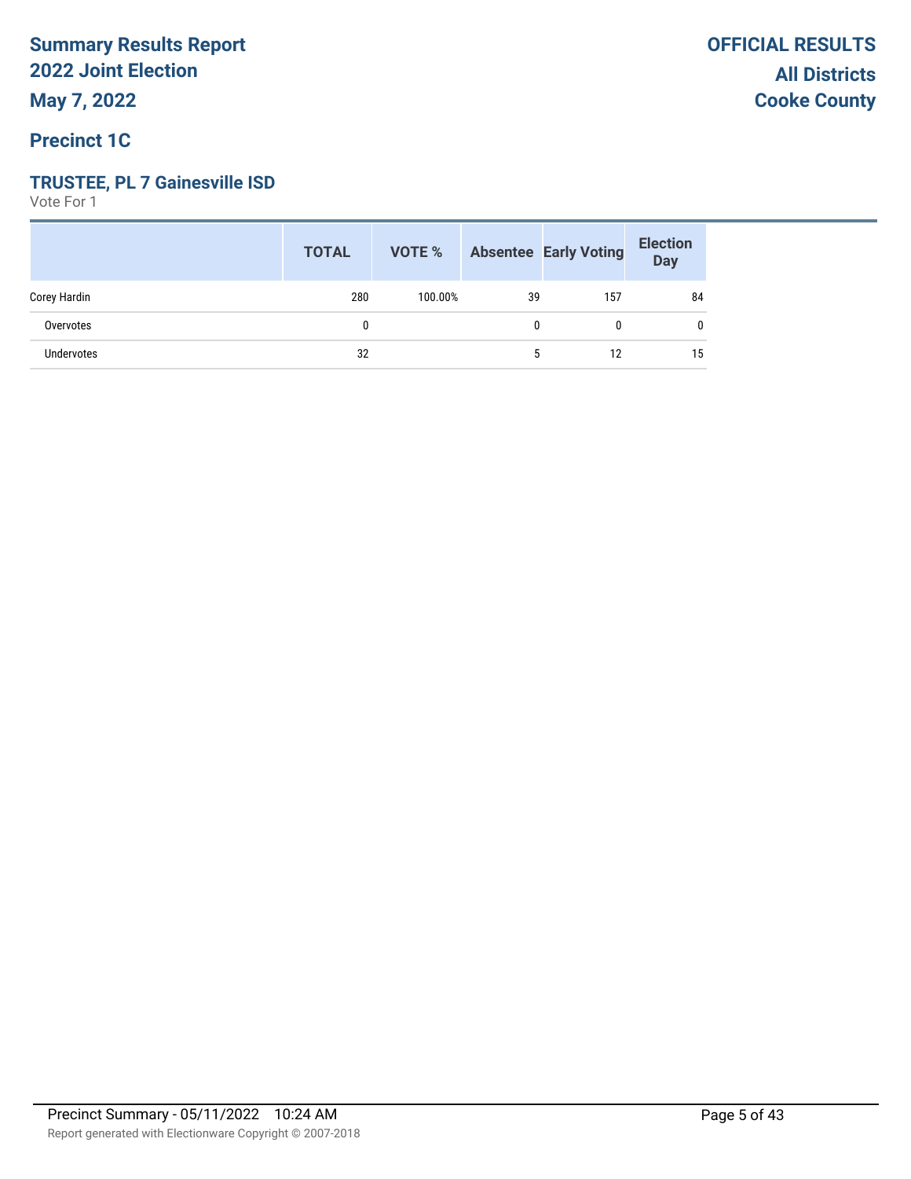# Summary Results Report
## 2022 Joint Election
## May 7, 2022

**OFFICIAL RESULTS**
**All Districts**
**Cooke County**

### Precinct 1C

#### TRUSTEE, PL 7 Gainesville ISD

Vote For 1

| | TOTAL | VOTE % | Absentee | Early Voting | Election Day |
|---|---|---|---|---|---|
| Corey Hardin | 280 | 100.00% | 39 | 157 | 84 |
| Overvotes | 0 | | 0 | 0 | 0 |
| Undervotes | 32 | | 5 | 12 | 15 |

Precinct Summary - 05/11/2022 10:24 AM

Report generated with Electionware Copyright © 2007-2018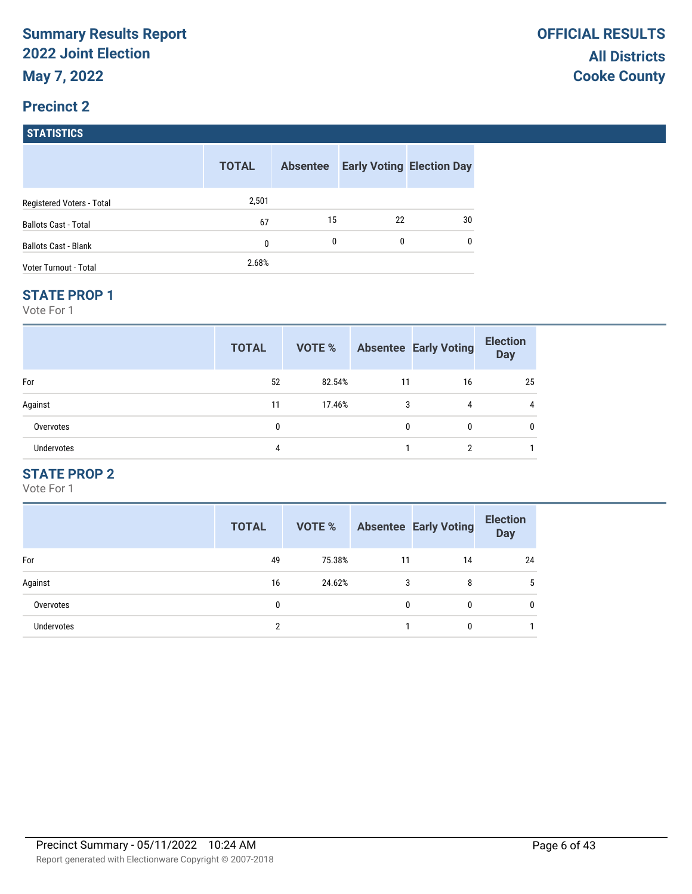# Summary Results Report
## 2022 Joint Election
## May 7, 2022

**OFFICIAL RESULTS**
**All Districts**
**Cooke County**

## Precinct 2

### STATISTICS

| | TOTAL | Absentee | Early Voting | Election Day |
|---|---|---|---|---|
| Registered Voters - Total | 2,501 | | | |
| Ballots Cast - Total | 67 | 15 | 22 | 30 |
| Ballots Cast - Blank | 0 | 0 | 0 | 0 |
| Voter Turnout - Total | 2.68% | | | |

### STATE PROP 1

Vote For 1

| | TOTAL | VOTE % | Absentee | Early Voting | Election Day |
|---|---|---|---|---|---|
| For | 52 | 82.54% | 11 | 16 | 25 |
| Against | 11 | 17.46% | 3 | 4 | 4 |
| Overvotes | 0 | | 0 | 0 | 0 |
| Undervotes | 4 | | 1 | 2 | 1 |

### STATE PROP 2

Vote For 1

| | TOTAL | VOTE % | Absentee | Early Voting | Election Day |
|---|---|---|---|---|---|
| For | 49 | 75.38% | 11 | 14 | 24 |
| Against | 16 | 24.62% | 3 | 8 | 5 |
| Overvotes | 0 | | 0 | 0 | 0 |
| Undervotes | 2 | | 1 | 0 | 1 |

Precinct Summary - 05/11/2022 10:24 AM

Report generated with Electionware Copyright © 2007-2018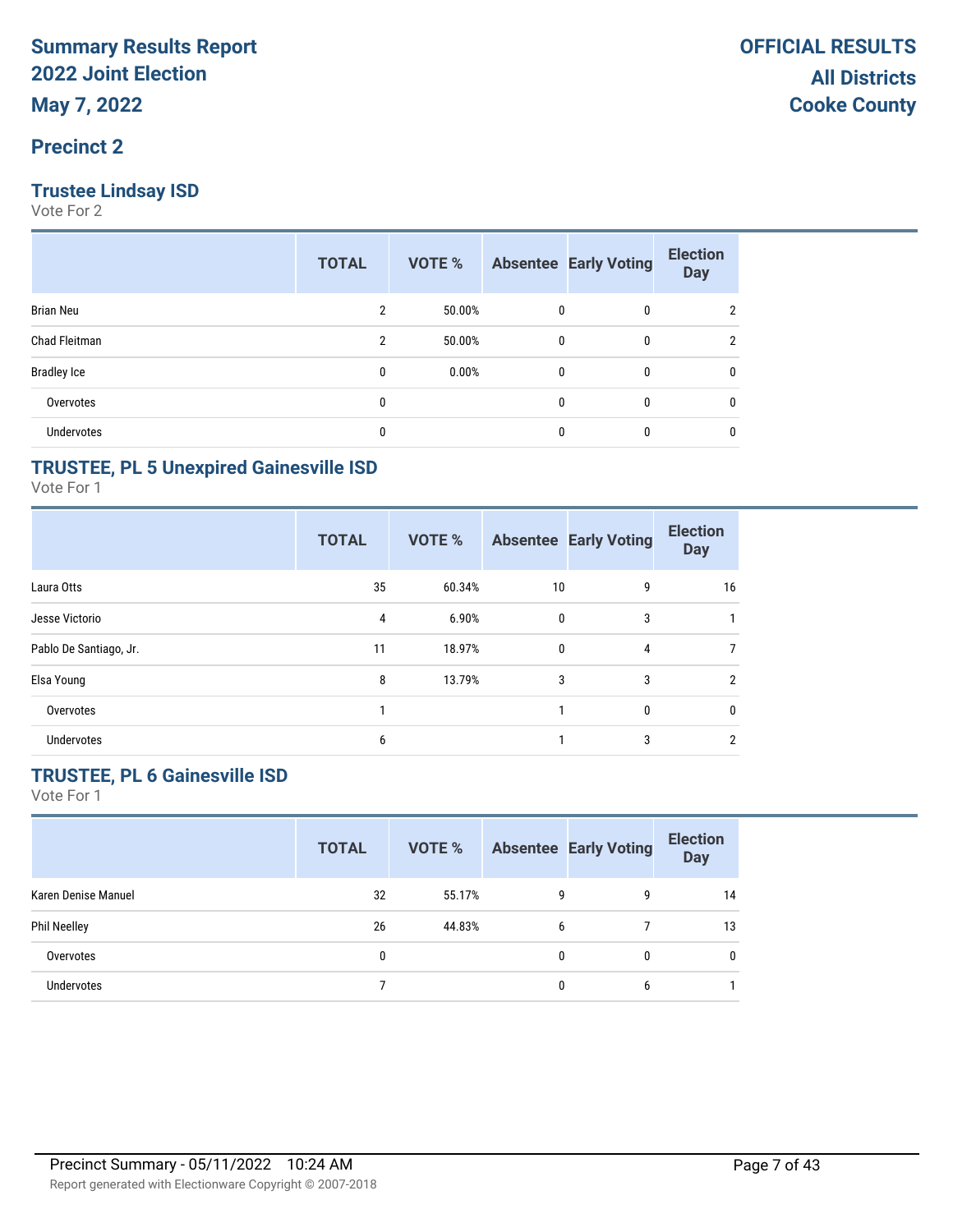# Summary Results Report
# 2022 Joint Election
# May 7, 2022

**OFFICIAL RESULTS**
**All Districts**
**Cooke County**

## Precinct 2

### Trustee Lindsay ISD
Vote For 2

| | TOTAL | VOTE % | Absentee | Early Voting | Election Day |
|---|---|---|---|---|---|
| Brian Neu | 2 | 50.00% | 0 | 0 | 2 |
| Chad Fleitman | 2 | 50.00% | 0 | 0 | 2 |
| Bradley Ice | 0 | 0.00% | 0 | 0 | 0 |
| Overvotes | 0 | | 0 | 0 | 0 |
| Undervotes | 0 | | 0 | 0 | 0 |

### TRUSTEE, PL 5 Unexpired Gainesville ISD
Vote For 1

| | TOTAL | VOTE % | Absentee | Early Voting | Election Day |
|---|---|---|---|---|---|
| Laura Otts | 35 | 60.34% | 10 | 9 | 16 |
| Jesse Victorio | 4 | 6.90% | 0 | 3 | 1 |
| Pablo De Santiago, Jr. | 11 | 18.97% | 0 | 4 | 7 |
| Elsa Young | 8 | 13.79% | 3 | 3 | 2 |
| Overvotes | 1 | | 1 | 0 | 0 |
| Undervotes | 6 | | 1 | 3 | 2 |

### TRUSTEE, PL 6 Gainesville ISD
Vote For 1

| | TOTAL | VOTE % | Absentee | Early Voting | Election Day |
|---|---|---|---|---|---|
| Karen Denise Manuel | 32 | 55.17% | 9 | 9 | 14 |
| Phil Neelley | 26 | 44.83% | 6 | 7 | 13 |
| Overvotes | 0 | | 0 | 0 | 0 |
| Undervotes | 7 | | 0 | 6 | 1 |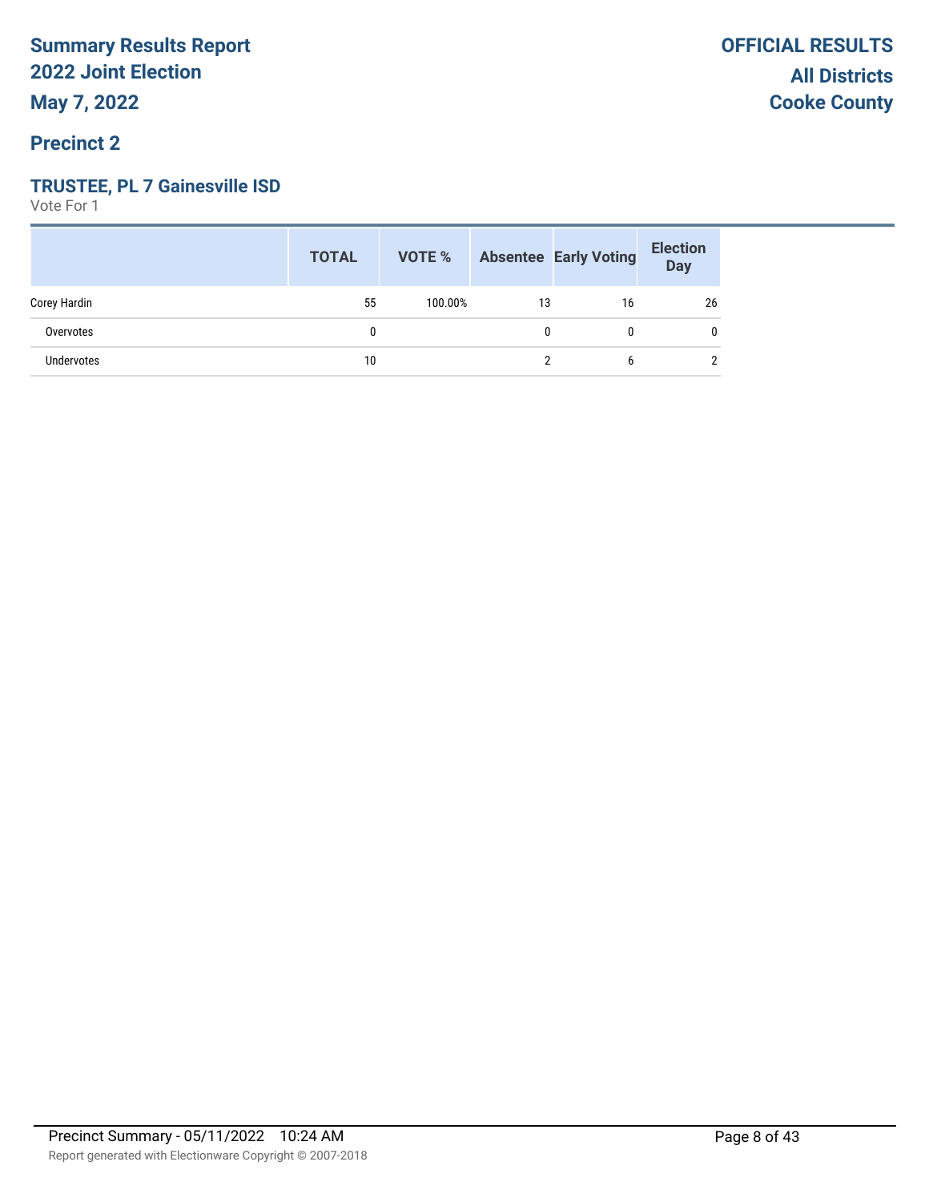**Summary Results Report**
**2022 Joint Election**
**May 7, 2022**

**OFFICIAL RESULTS**
**All Districts**
**Cooke County**

## Precinct 2

### TRUSTEE, PL 7 Gainesville ISD

Vote For 1

| | TOTAL | VOTE % | Absentee | Early Voting | Election Day |
|---|---|---|---|---|---|
| Corey Hardin | 55 | 100.00% | 13 | 16 | 26 |
| Overvotes | 0 | | 0 | 0 | 0 |
| Undervotes | 10 | | 2 | 6 | 2 |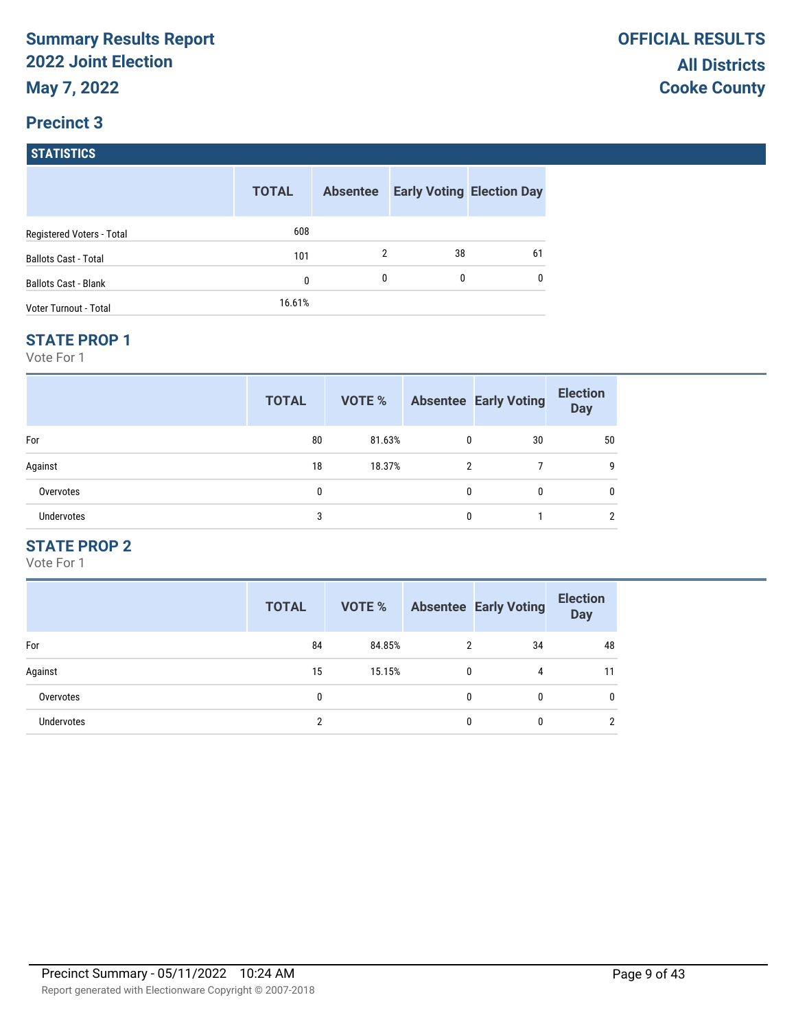# Summary Results Report
## 2022 Joint Election
## May 7, 2022

**OFFICIAL RESULTS**
**All Districts**
**Cooke County**

## Precinct 3

### STATISTICS

| | TOTAL | Absentee | Early Voting | Election Day |
|---|---|---|---|---|
| Registered Voters - Total | 608 | | | |
| Ballots Cast - Total | 101 | 2 | 38 | 61 |
| Ballots Cast - Blank | 0 | 0 | 0 | 0 |
| Voter Turnout - Total | 16.61% | | | |

### STATE PROP 1

Vote For 1

| | TOTAL | VOTE % | Absentee | Early Voting | Election Day |
|---|---|---|---|---|---|
| For | 80 | 81.63% | 0 | 30 | 50 |
| Against | 18 | 18.37% | 2 | 7 | 9 |
| Overvotes | 0 | | 0 | 0 | 0 |
| Undervotes | 3 | | 0 | 1 | 2 |

### STATE PROP 2

Vote For 1

| | TOTAL | VOTE % | Absentee | Early Voting | Election Day |
|---|---|---|---|---|---|
| For | 84 | 84.85% | 2 | 34 | 48 |
| Against | 15 | 15.15% | 0 | 4 | 11 |
| Overvotes | 0 | | 0 | 0 | 0 |
| Undervotes | 2 | | 0 | 0 | 2 |

Precinct Summary - 05/11/2022 10:24 AM

Report generated with Electionware Copyright © 2007-2018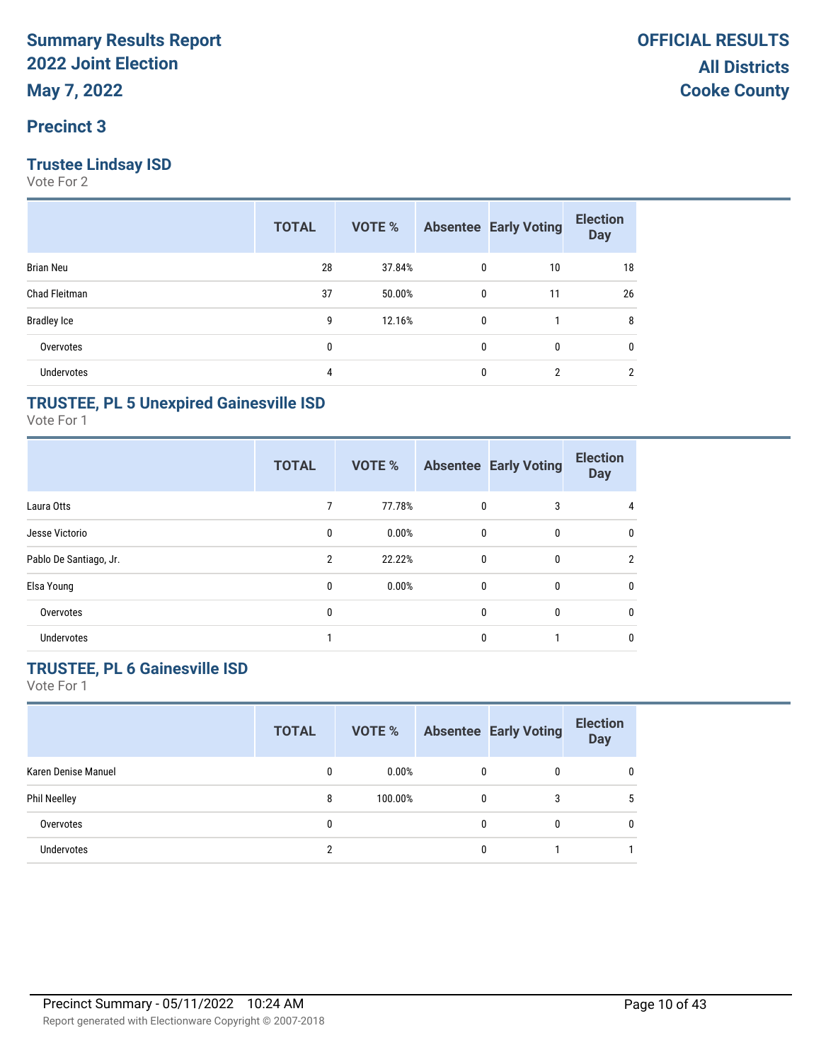# Summary Results Report
## 2022 Joint Election
## May 7, 2022

**OFFICIAL RESULTS**
**All Districts**
**Cooke County**

## Precinct 3

### Trustee Lindsay ISD

Vote For 2

| | TOTAL | VOTE % | Absentee | Early Voting | Election Day |
|---|---|---|---|---|---|
| Brian Neu | 28 | 37.84% | 0 | 10 | 18 |
| Chad Fleitman | 37 | 50.00% | 0 | 11 | 26 |
| Bradley Ice | 9 | 12.16% | 0 | 1 | 8 |
| Overvotes | 0 | | 0 | 0 | 0 |
| Undervotes | 4 | | 0 | 2 | 2 |

### TRUSTEE, PL 5 Unexpired Gainesville ISD

Vote For 1

| | TOTAL | VOTE % | Absentee | Early Voting | Election Day |
|---|---|---|---|---|---|
| Laura Otts | 7 | 77.78% | 0 | 3 | 4 |
| Jesse Victorio | 0 | 0.00% | 0 | 0 | 0 |
| Pablo De Santiago, Jr. | 2 | 22.22% | 0 | 0 | 2 |
| Elsa Young | 0 | 0.00% | 0 | 0 | 0 |
| Overvotes | 0 | | 0 | 0 | 0 |
| Undervotes | 1 | | 0 | 1 | 0 |

### TRUSTEE, PL 6 Gainesville ISD

Vote For 1

| | TOTAL | VOTE % | Absentee | Early Voting | Election Day |
|---|---|---|---|---|---|
| Karen Denise Manuel | 0 | 0.00% | 0 | 0 | 0 |
| Phil Neelley | 8 | 100.00% | 0 | 3 | 5 |
| Overvotes | 0 | | 0 | 0 | 0 |
| Undervotes | 2 | | 0 | 1 | 1 |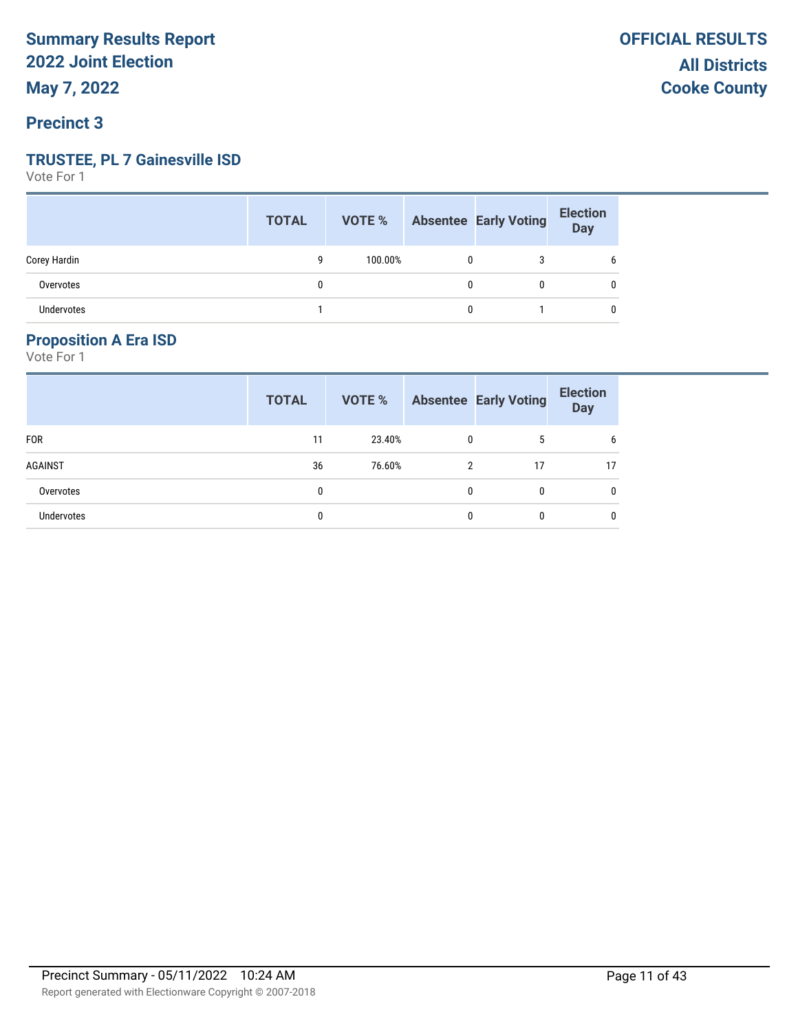# Summary Results Report
## 2022 Joint Election
### May 7, 2022

**OFFICIAL RESULTS**
**All Districts**
**Cooke County**

## Precinct 3

### TRUSTEE, PL 7 Gainesville ISD

Vote For 1

| | TOTAL | VOTE % | Absentee | Early Voting | Election Day |
|---|---|---|---|---|---|
| Corey Hardin | 9 | 100.00% | 0 | 3 | 6 |
| Overvotes | 0 | | 0 | 0 | 0 |
| Undervotes | 1 | | 0 | 1 | 0 |

### Proposition A Era ISD

Vote For 1

| | TOTAL | VOTE % | Absentee | Early Voting | Election Day |
|---|---|---|---|---|---|
| FOR | 11 | 23.40% | 0 | 5 | 6 |
| AGAINST | 36 | 76.60% | 2 | 17 | 17 |
| Overvotes | 0 | | 0 | 0 | 0 |
| Undervotes | 0 | | 0 | 0 | 0 |

Precinct Summary - 05/11/2022 10:24 AM

Report generated with Electionware Copyright © 2007-2018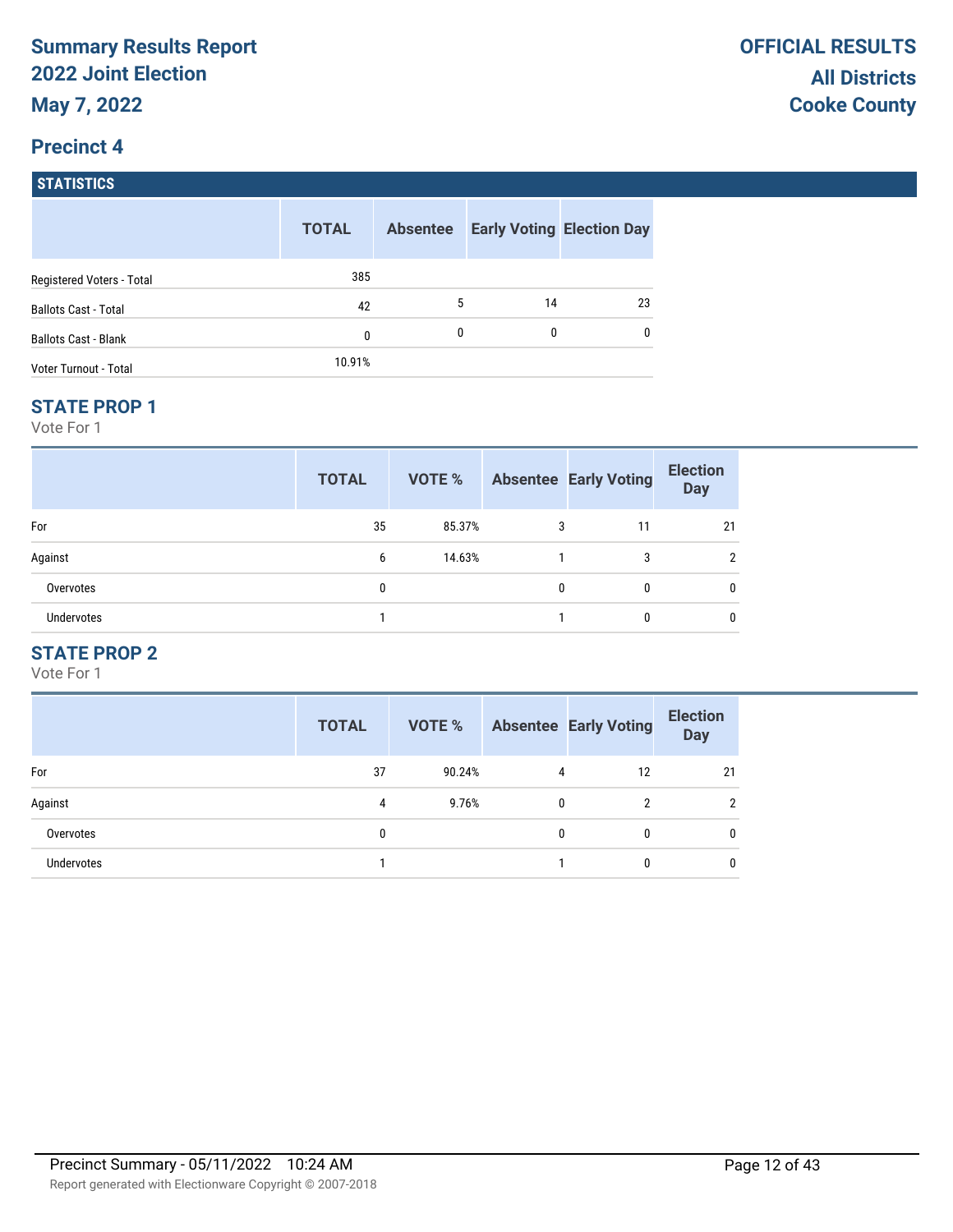# Summary Results Report
# 2022 Joint Election
# May 7, 2022

**OFFICIAL RESULTS**
**All Districts**
**Cooke County**

## Precinct 4

### STATISTICS

| | TOTAL | Absentee | Early Voting | Election Day |
|---|---|---|---|---|
| Registered Voters - Total | 385 | | | |
| Ballots Cast - Total | 42 | 5 | 14 | 23 |
| Ballots Cast - Blank | 0 | 0 | 0 | 0 |
| Voter Turnout - Total | 10.91% | | | |

### STATE PROP 1

Vote For 1

| | TOTAL | VOTE % | Absentee | Early Voting | Election Day |
|---|---|---|---|---|---|
| For | 35 | 85.37% | 3 | 11 | 21 |
| Against | 6 | 14.63% | 1 | 3 | 2 |
| Overvotes | 0 | | 0 | 0 | 0 |
| Undervotes | 1 | | 1 | 0 | 0 |

### STATE PROP 2

Vote For 1

| | TOTAL | VOTE % | Absentee | Early Voting | Election Day |
|---|---|---|---|---|---|
| For | 37 | 90.24% | 4 | 12 | 21 |
| Against | 4 | 9.76% | 0 | 2 | 2 |
| Overvotes | 0 | | 0 | 0 | 0 |
| Undervotes | 1 | | 1 | 0 | 0 |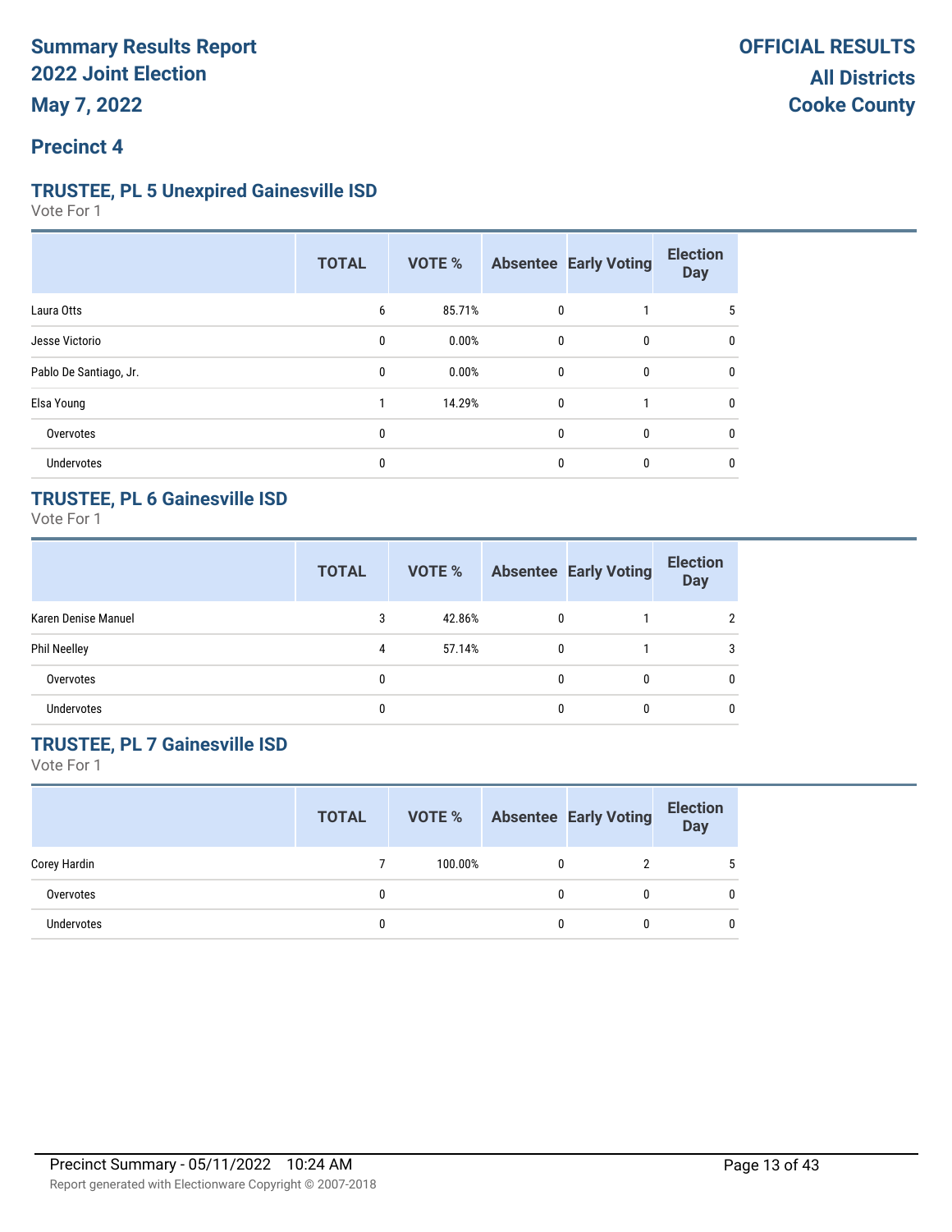# Summary Results Report
# 2022 Joint Election
# May 7, 2022

**OFFICIAL RESULTS**
**All Districts**
**Cooke County**

## Precinct 4

### TRUSTEE, PL 5 Unexpired Gainesville ISD

Vote For 1

| | TOTAL | VOTE % | Absentee | Early Voting | Election Day |
|---|---|---|---|---|---|
| Laura Otts | 6 | 85.71% | 0 | 1 | 5 |
| Jesse Victorio | 0 | 0.00% | 0 | 0 | 0 |
| Pablo De Santiago, Jr. | 0 | 0.00% | 0 | 0 | 0 |
| Elsa Young | 1 | 14.29% | 0 | 1 | 0 |
| Overvotes | 0 | | 0 | 0 | 0 |
| Undervotes | 0 | | 0 | 0 | 0 |

### TRUSTEE, PL 6 Gainesville ISD

Vote For 1

| | TOTAL | VOTE % | Absentee | Early Voting | Election Day |
|---|---|---|---|---|---|
| Karen Denise Manuel | 3 | 42.86% | 0 | 1 | 2 |
| Phil Neelley | 4 | 57.14% | 0 | 1 | 3 |
| Overvotes | 0 | | 0 | 0 | 0 |
| Undervotes | 0 | | 0 | 0 | 0 |

### TRUSTEE, PL 7 Gainesville ISD

Vote For 1

| | TOTAL | VOTE % | Absentee | Early Voting | Election Day |
|---|---|---|---|---|---|
| Corey Hardin | 7 | 100.00% | 0 | 2 | 5 |
| Overvotes | 0 | | 0 | 0 | 0 |
| Undervotes | 0 | | 0 | 0 | 0 |

Precinct Summary - 05/11/2022 10:24 AM

Report generated with Electionware Copyright © 2007-2018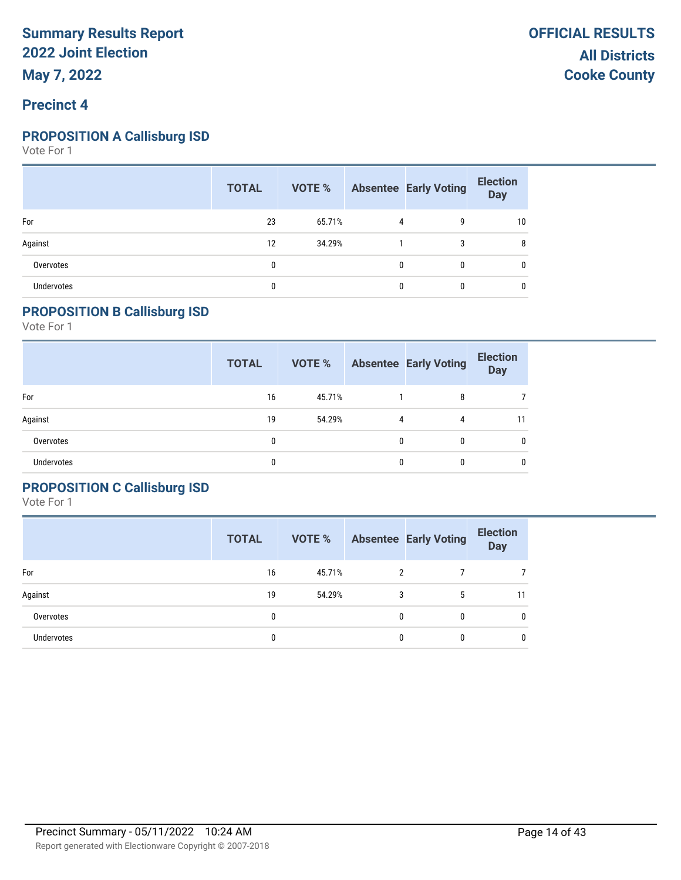# Summary Results Report
# 2022 Joint Election
# May 7, 2022

**OFFICIAL RESULTS**
**All Districts**
**Cooke County**

## Precinct 4

### PROPOSITION A Callisburg ISD

Vote For 1

| | TOTAL | VOTE % | Absentee | Early Voting | Election Day |
|---|---|---|---|---|---|
| For | 23 | 65.71% | 4 | 9 | 10 |
| Against | 12 | 34.29% | 1 | 3 | 8 |
| Overvotes | 0 | | 0 | 0 | 0 |
| Undervotes | 0 | | 0 | 0 | 0 |

### PROPOSITION B Callisburg ISD

Vote For 1

| | TOTAL | VOTE % | Absentee | Early Voting | Election Day |
|---|---|---|---|---|---|
| For | 16 | 45.71% | 1 | 8 | 7 |
| Against | 19 | 54.29% | 4 | 4 | 11 |
| Overvotes | 0 | | 0 | 0 | 0 |
| Undervotes | 0 | | 0 | 0 | 0 |

### PROPOSITION C Callisburg ISD

Vote For 1

| | TOTAL | VOTE % | Absentee | Early Voting | Election Day |
|---|---|---|---|---|---|
| For | 16 | 45.71% | 2 | 7 | 7 |
| Against | 19 | 54.29% | 3 | 5 | 11 |
| Overvotes | 0 | | 0 | 0 | 0 |
| Undervotes | 0 | | 0 | 0 | 0 |

Precinct Summary - 05/11/2022 10:24 AM

Report generated with Electionware Copyright © 2007-2018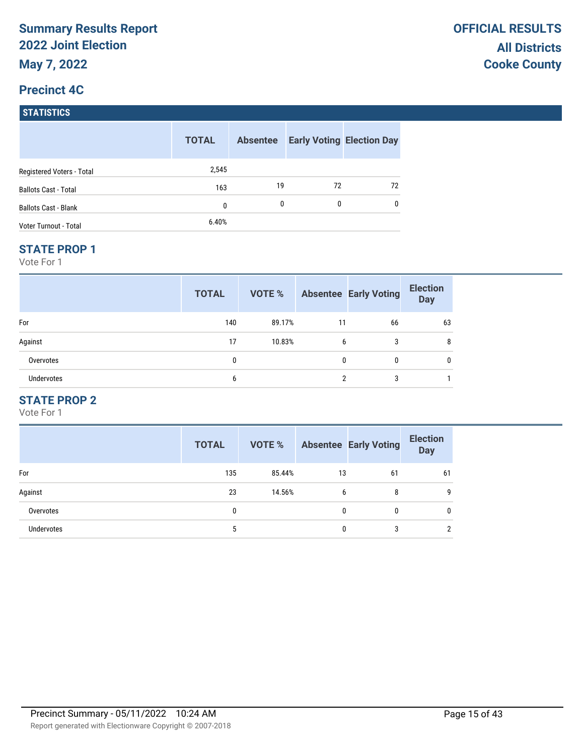# Summary Results Report
# 2022 Joint Election
# May 7, 2022

**OFFICIAL RESULTS**
**All Districts**
**Cooke County**

## Precinct 4C

### STATISTICS

| | TOTAL | Absentee | Early Voting | Election Day |
|---|---|---|---|---|
| Registered Voters - Total | 2,545 | | | |
| Ballots Cast - Total | 163 | 19 | 72 | 72 |
| Ballots Cast - Blank | 0 | 0 | 0 | 0 |
| Voter Turnout - Total | 6.40% | | | |

### STATE PROP 1

Vote For 1

| | TOTAL | VOTE % | Absentee | Early Voting | Election Day |
|---|---|---|---|---|---|
| For | 140 | 89.17% | 11 | 66 | 63 |
| Against | 17 | 10.83% | 6 | 3 | 8 |
| Overvotes | 0 | | 0 | 0 | 0 |
| Undervotes | 6 | | 2 | 3 | 1 |

### STATE PROP 2

Vote For 1

| | TOTAL | VOTE % | Absentee | Early Voting | Election Day |
|---|---|---|---|---|---|
| For | 135 | 85.44% | 13 | 61 | 61 |
| Against | 23 | 14.56% | 6 | 8 | 9 |
| Overvotes | 0 | | 0 | 0 | 0 |
| Undervotes | 5 | | 0 | 3 | 2 |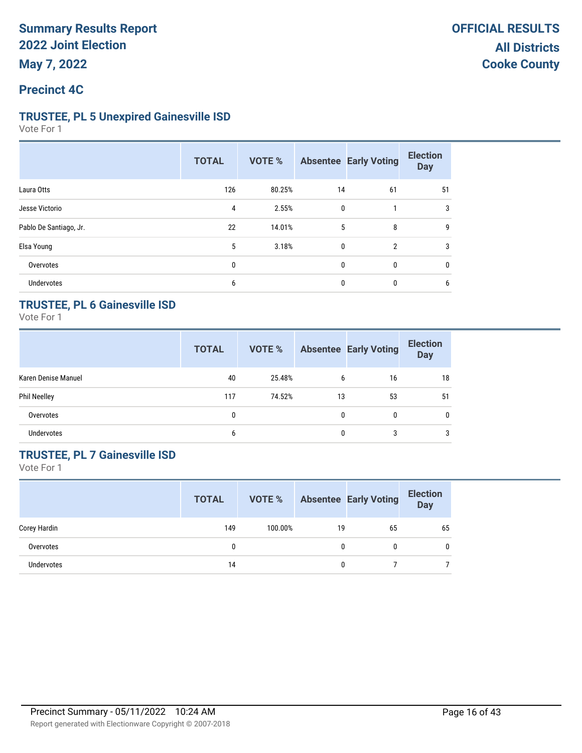# Summary Results Report
## 2022 Joint Election
## May 7, 2022

**OFFICIAL RESULTS**
**All Districts**
**Cooke County**

## Precinct 4C

### TRUSTEE, PL 5 Unexpired Gainesville ISD

Vote For 1

| | TOTAL | VOTE % | Absentee | Early Voting | Election Day |
|---|---|---|---|---|---|
| Laura Otts | 126 | 80.25% | 14 | 61 | 51 |
| Jesse Victorio | 4 | 2.55% | 0 | 1 | 3 |
| Pablo De Santiago, Jr. | 22 | 14.01% | 5 | 8 | 9 |
| Elsa Young | 5 | 3.18% | 0 | 2 | 3 |
| Overvotes | 0 | | 0 | 0 | 0 |
| Undervotes | 6 | | 0 | 0 | 6 |

### TRUSTEE, PL 6 Gainesville ISD

Vote For 1

| | TOTAL | VOTE % | Absentee | Early Voting | Election Day |
|---|---|---|---|---|---|
| Karen Denise Manuel | 40 | 25.48% | 6 | 16 | 18 |
| Phil Neelley | 117 | 74.52% | 13 | 53 | 51 |
| Overvotes | 0 | | 0 | 0 | 0 |
| Undervotes | 6 | | 0 | 3 | 3 |

### TRUSTEE, PL 7 Gainesville ISD

Vote For 1

| | TOTAL | VOTE % | Absentee | Early Voting | Election Day |
|---|---|---|---|---|---|
| Corey Hardin | 149 | 100.00% | 19 | 65 | 65 |
| Overvotes | 0 | | 0 | 0 | 0 |
| Undervotes | 14 | | 0 | 7 | 7 |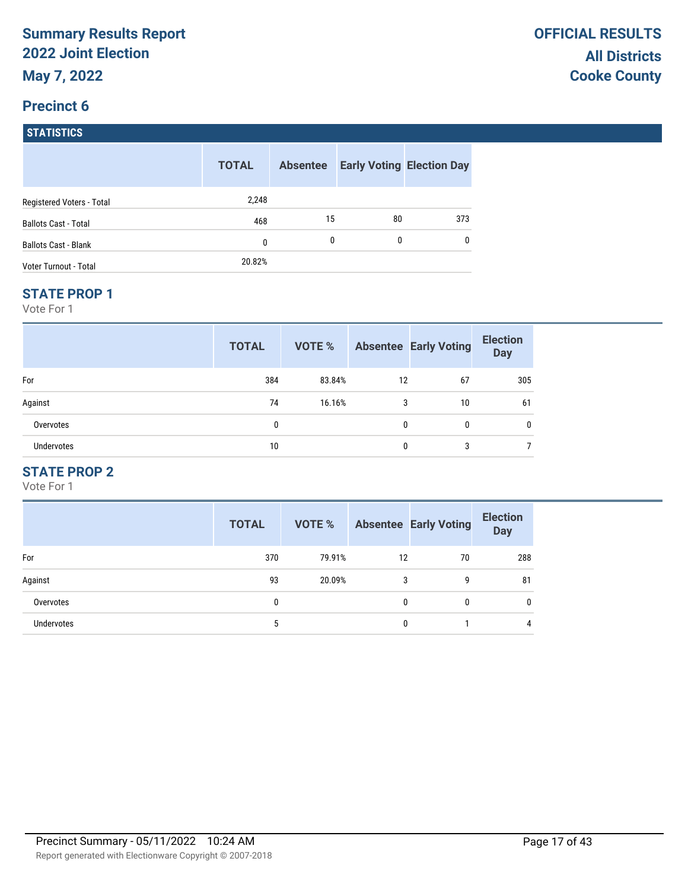# Summary Results Report
## 2022 Joint Election
## May 7, 2022

**OFFICIAL RESULTS**
**All Districts**
**Cooke County**

## Precinct 6

### STATISTICS

| | TOTAL | Absentee | Early Voting | Election Day |
|---|---|---|---|---|
| Registered Voters - Total | 2,248 | | | |
| Ballots Cast - Total | 468 | 15 | 80 | 373 |
| Ballots Cast - Blank | 0 | 0 | 0 | 0 |
| Voter Turnout - Total | 20.82% | | | |

### STATE PROP 1

Vote For 1

| | TOTAL | VOTE % | Absentee | Early Voting | Election Day |
|---|---|---|---|---|---|
| For | 384 | 83.84% | 12 | 67 | 305 |
| Against | 74 | 16.16% | 3 | 10 | 61 |
| Overvotes | 0 | | 0 | 0 | 0 |
| Undervotes | 10 | | 0 | 3 | 7 |

### STATE PROP 2

Vote For 1

| | TOTAL | VOTE % | Absentee | Early Voting | Election Day |
|---|---|---|---|---|---|
| For | 370 | 79.91% | 12 | 70 | 288 |
| Against | 93 | 20.09% | 3 | 9 | 81 |
| Overvotes | 0 | | 0 | 0 | 0 |
| Undervotes | 5 | | 0 | 1 | 4 |

Precinct Summary - 05/11/2022 10:24 AM

Report generated with Electionware Copyright © 2007-2018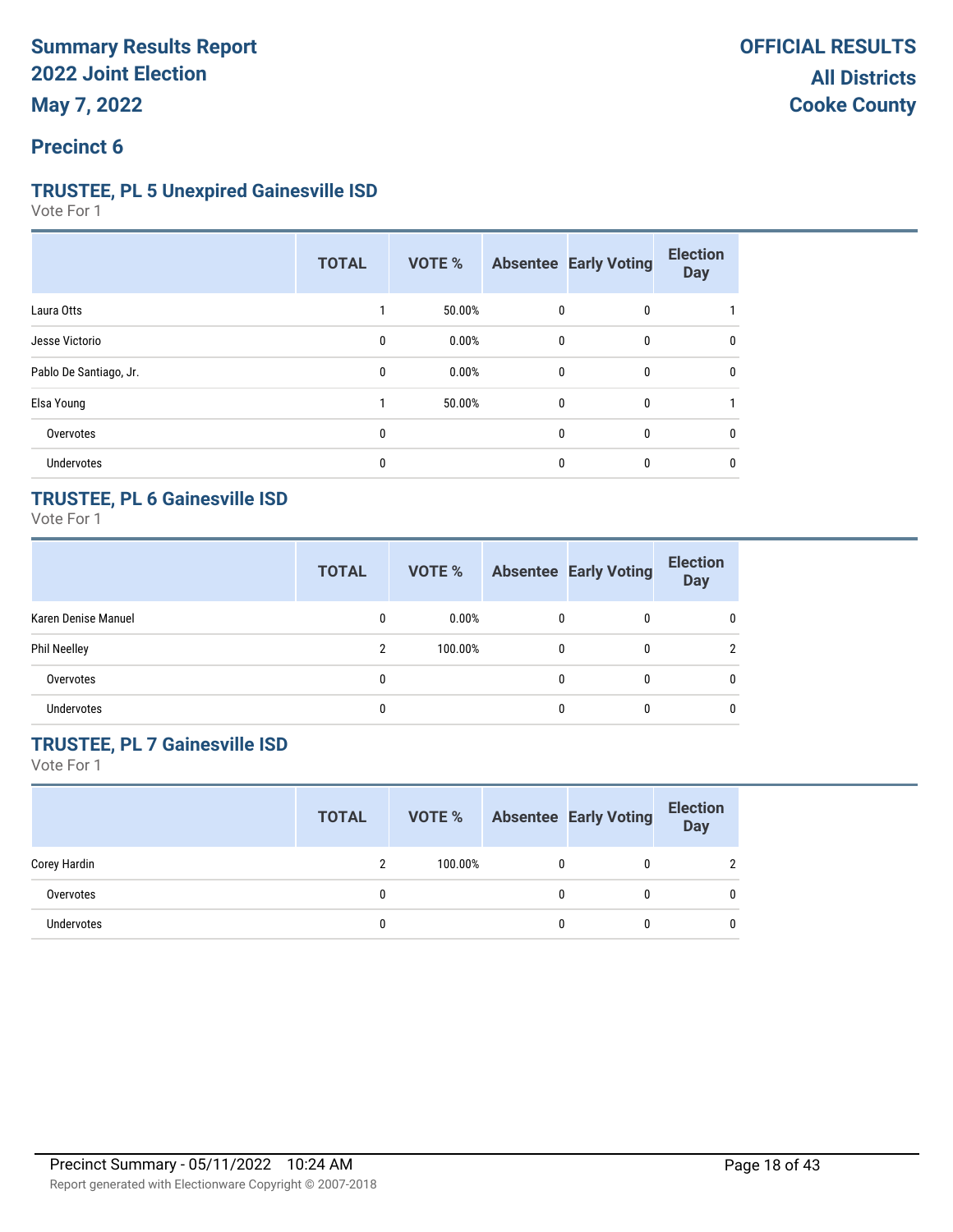# Summary Results Report
# 2022 Joint Election
# May 7, 2022

**OFFICIAL RESULTS**
**All Districts**
**Cooke County**

## Precinct 6

### TRUSTEE, PL 5 Unexpired Gainesville ISD

Vote For 1

| | TOTAL | VOTE % | Absentee | Early Voting | Election Day |
|---|---|---|---|---|---|
| Laura Otts | 1 | 50.00% | 0 | 0 | 1 |
| Jesse Victorio | 0 | 0.00% | 0 | 0 | 0 |
| Pablo De Santiago, Jr. | 0 | 0.00% | 0 | 0 | 0 |
| Elsa Young | 1 | 50.00% | 0 | 0 | 1 |
| Overvotes | 0 | | 0 | 0 | 0 |
| Undervotes | 0 | | 0 | 0 | 0 |

### TRUSTEE, PL 6 Gainesville ISD

Vote For 1

| | TOTAL | VOTE % | Absentee | Early Voting | Election Day |
|---|---|---|---|---|---|
| Karen Denise Manuel | 0 | 0.00% | 0 | 0 | 0 |
| Phil Neelley | 2 | 100.00% | 0 | 0 | 2 |
| Overvotes | 0 | | 0 | 0 | 0 |
| Undervotes | 0 | | 0 | 0 | 0 |

### TRUSTEE, PL 7 Gainesville ISD

Vote For 1

| | TOTAL | VOTE % | Absentee | Early Voting | Election Day |
|---|---|---|---|---|---|
| Corey Hardin | 2 | 100.00% | 0 | 0 | 2 |
| Overvotes | 0 | | 0 | 0 | 0 |
| Undervotes | 0 | | 0 | 0 | 0 |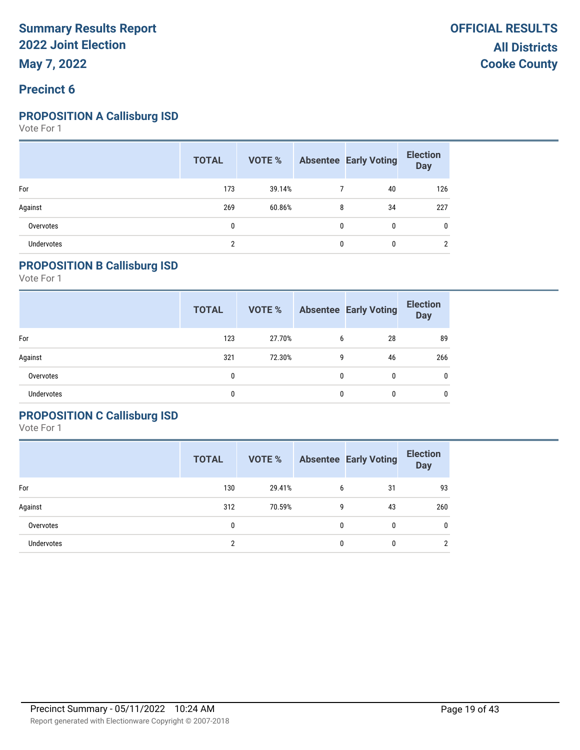# Summary Results Report
## 2022 Joint Election
## May 7, 2022

**OFFICIAL RESULTS**
**All Districts**
**Cooke County**

## Precinct 6

### PROPOSITION A Callisburg ISD
Vote For 1

| | TOTAL | VOTE % | Absentee | Early Voting | Election Day |
|---|---|---|---|---|---|
| For | 173 | 39.14% | 7 | 40 | 126 |
| Against | 269 | 60.86% | 8 | 34 | 227 |
| Overvotes | 0 | | 0 | 0 | 0 |
| Undervotes | 2 | | 0 | 0 | 2 |

### PROPOSITION B Callisburg ISD
Vote For 1

| | TOTAL | VOTE % | Absentee | Early Voting | Election Day |
|---|---|---|---|---|---|
| For | 123 | 27.70% | 6 | 28 | 89 |
| Against | 321 | 72.30% | 9 | 46 | 266 |
| Overvotes | 0 | | 0 | 0 | 0 |
| Undervotes | 0 | | 0 | 0 | 0 |

### PROPOSITION C Callisburg ISD
Vote For 1

| | TOTAL | VOTE % | Absentee | Early Voting | Election Day |
|---|---|---|---|---|---|
| For | 130 | 29.41% | 6 | 31 | 93 |
| Against | 312 | 70.59% | 9 | 43 | 260 |
| Overvotes | 0 | | 0 | 0 | 0 |
| Undervotes | 2 | | 0 | 0 | 2 |

Precinct Summary - 05/11/2022 10:24 AM

Report generated with Electionware Copyright © 2007-2018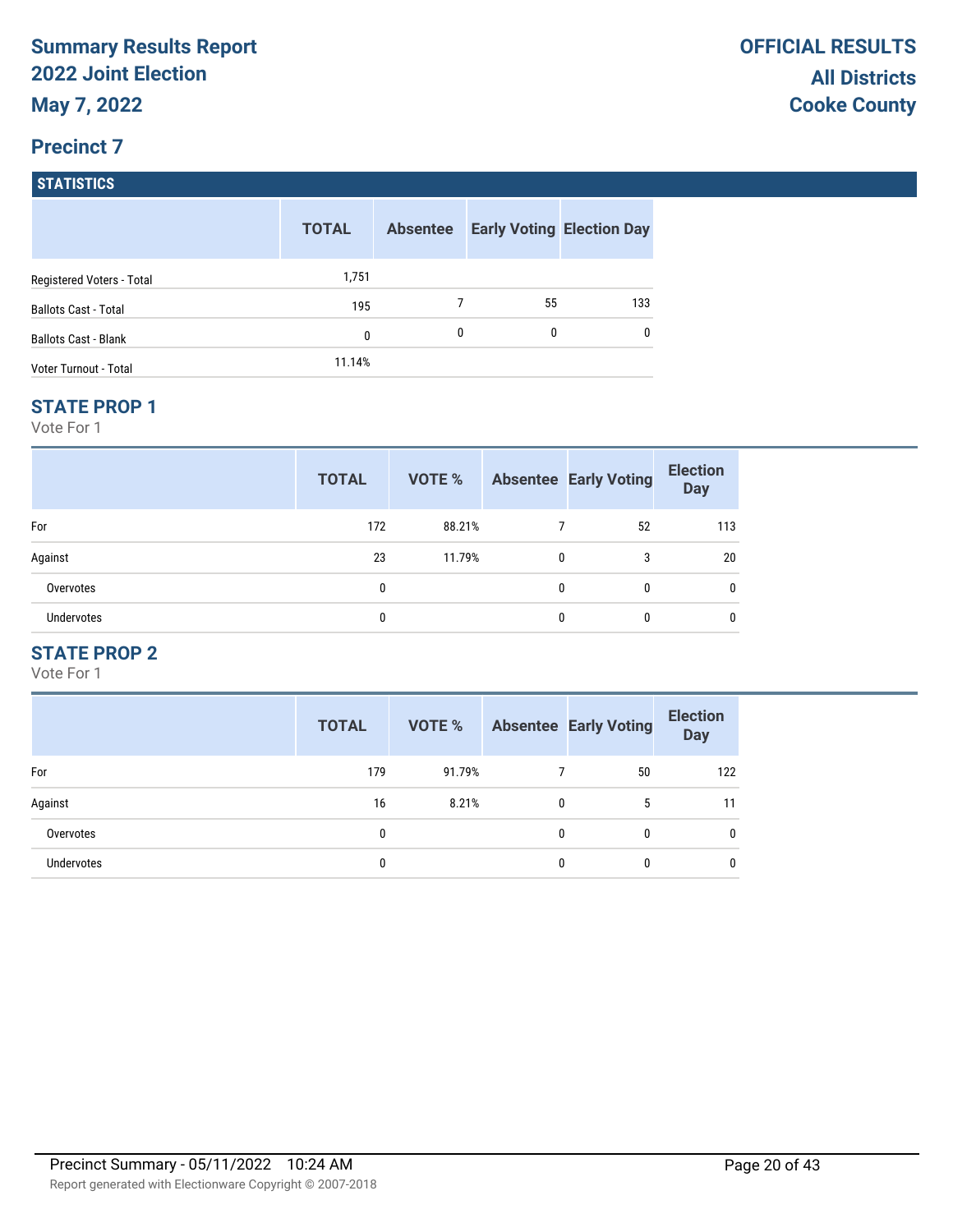# Summary Results Report
## 2022 Joint Election
### May 7, 2022

**OFFICIAL RESULTS**
**All Districts**
**Cooke County**

## Precinct 7

### STATISTICS

| | TOTAL | Absentee | Early Voting | Election Day |
|---|---|---|---|---|
| Registered Voters - Total | 1,751 | | | |
| Ballots Cast - Total | 195 | 7 | 55 | 133 |
| Ballots Cast - Blank | 0 | 0 | 0 | 0 |
| Voter Turnout - Total | 11.14% | | | |

### STATE PROP 1

Vote For 1

| | TOTAL | VOTE % | Absentee | Early Voting | Election Day |
|---|---|---|---|---|---|
| For | 172 | 88.21% | 7 | 52 | 113 |
| Against | 23 | 11.79% | 0 | 3 | 20 |
| Overvotes | 0 | | 0 | 0 | 0 |
| Undervotes | 0 | | 0 | 0 | 0 |

### STATE PROP 2

Vote For 1

| | TOTAL | VOTE % | Absentee | Early Voting | Election Day |
|---|---|---|---|---|---|
| For | 179 | 91.79% | 7 | 50 | 122 |
| Against | 16 | 8.21% | 0 | 5 | 11 |
| Overvotes | 0 | | 0 | 0 | 0 |
| Undervotes | 0 | | 0 | 0 | 0 |

Precinct Summary - 05/11/2022 10:24 AM

Report generated with Electionware Copyright © 2007-2018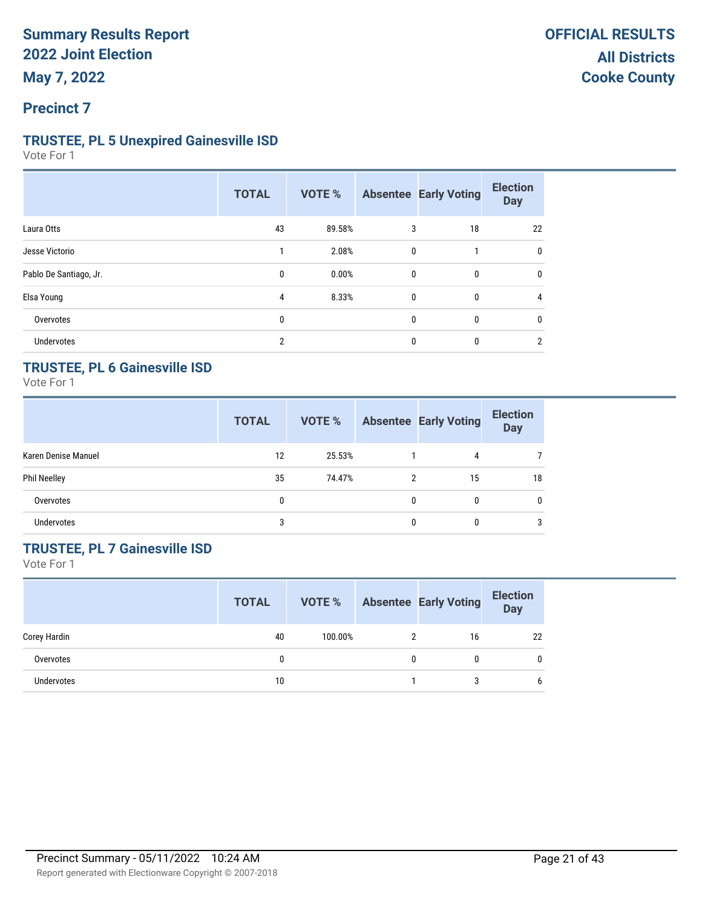# Summary Results Report
## 2022 Joint Election
## May 7, 2022

**OFFICIAL RESULTS**
**All Districts**
**Cooke County**

## Precinct 7

### TRUSTEE, PL 5 Unexpired Gainesville ISD

Vote For 1

| | TOTAL | VOTE % | Absentee | Early Voting | Election Day |
|---|---|---|---|---|---|
| Laura Otts | 43 | 89.58% | 3 | 18 | 22 |
| Jesse Victorio | 1 | 2.08% | 0 | 1 | 0 |
| Pablo De Santiago, Jr. | 0 | 0.00% | 0 | 0 | 0 |
| Elsa Young | 4 | 8.33% | 0 | 0 | 4 |
| Overvotes | 0 | | 0 | 0 | 0 |
| Undervotes | 2 | | 0 | 0 | 2 |

### TRUSTEE, PL 6 Gainesville ISD

Vote For 1

| | TOTAL | VOTE % | Absentee | Early Voting | Election Day |
|---|---|---|---|---|---|
| Karen Denise Manuel | 12 | 25.53% | 1 | 4 | 7 |
| Phil Neelley | 35 | 74.47% | 2 | 15 | 18 |
| Overvotes | 0 | | 0 | 0 | 0 |
| Undervotes | 3 | | 0 | 0 | 3 |

### TRUSTEE, PL 7 Gainesville ISD

Vote For 1

| | TOTAL | VOTE % | Absentee | Early Voting | Election Day |
|---|---|---|---|---|---|
| Corey Hardin | 40 | 100.00% | 2 | 16 | 22 |
| Overvotes | 0 | | 0 | 0 | 0 |
| Undervotes | 10 | | 1 | 3 | 6 |

Precinct Summary - 05/11/2022 10:24 AM

Report generated with Electionware Copyright © 2007-2018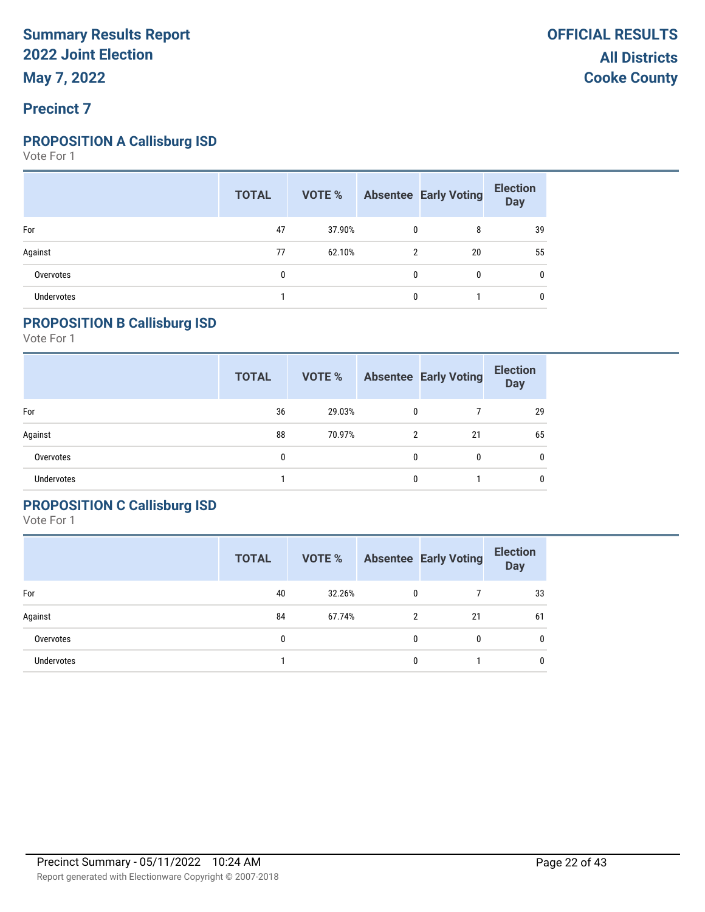# Summary Results Report
## 2022 Joint Election
## May 7, 2022

**OFFICIAL RESULTS**
**All Districts**
**Cooke County**

## Precinct 7

### PROPOSITION A Callisburg ISD

Vote For 1

| | TOTAL | VOTE % | Absentee | Early Voting | Election Day |
|---|---|---|---|---|---|
| For | 47 | 37.90% | 0 | 8 | 39 |
| Against | 77 | 62.10% | 2 | 20 | 55 |
| Overvotes | 0 | | 0 | 0 | 0 |
| Undervotes | 1 | | 0 | 1 | 0 |

### PROPOSITION B Callisburg ISD

Vote For 1

| | TOTAL | VOTE % | Absentee | Early Voting | Election Day |
|---|---|---|---|---|---|
| For | 36 | 29.03% | 0 | 7 | 29 |
| Against | 88 | 70.97% | 2 | 21 | 65 |
| Overvotes | 0 | | 0 | 0 | 0 |
| Undervotes | 1 | | 0 | 1 | 0 |

### PROPOSITION C Callisburg ISD

Vote For 1

| | TOTAL | VOTE % | Absentee | Early Voting | Election Day |
|---|---|---|---|---|---|
| For | 40 | 32.26% | 0 | 7 | 33 |
| Against | 84 | 67.74% | 2 | 21 | 61 |
| Overvotes | 0 | | 0 | 0 | 0 |
| Undervotes | 1 | | 0 | 1 | 0 |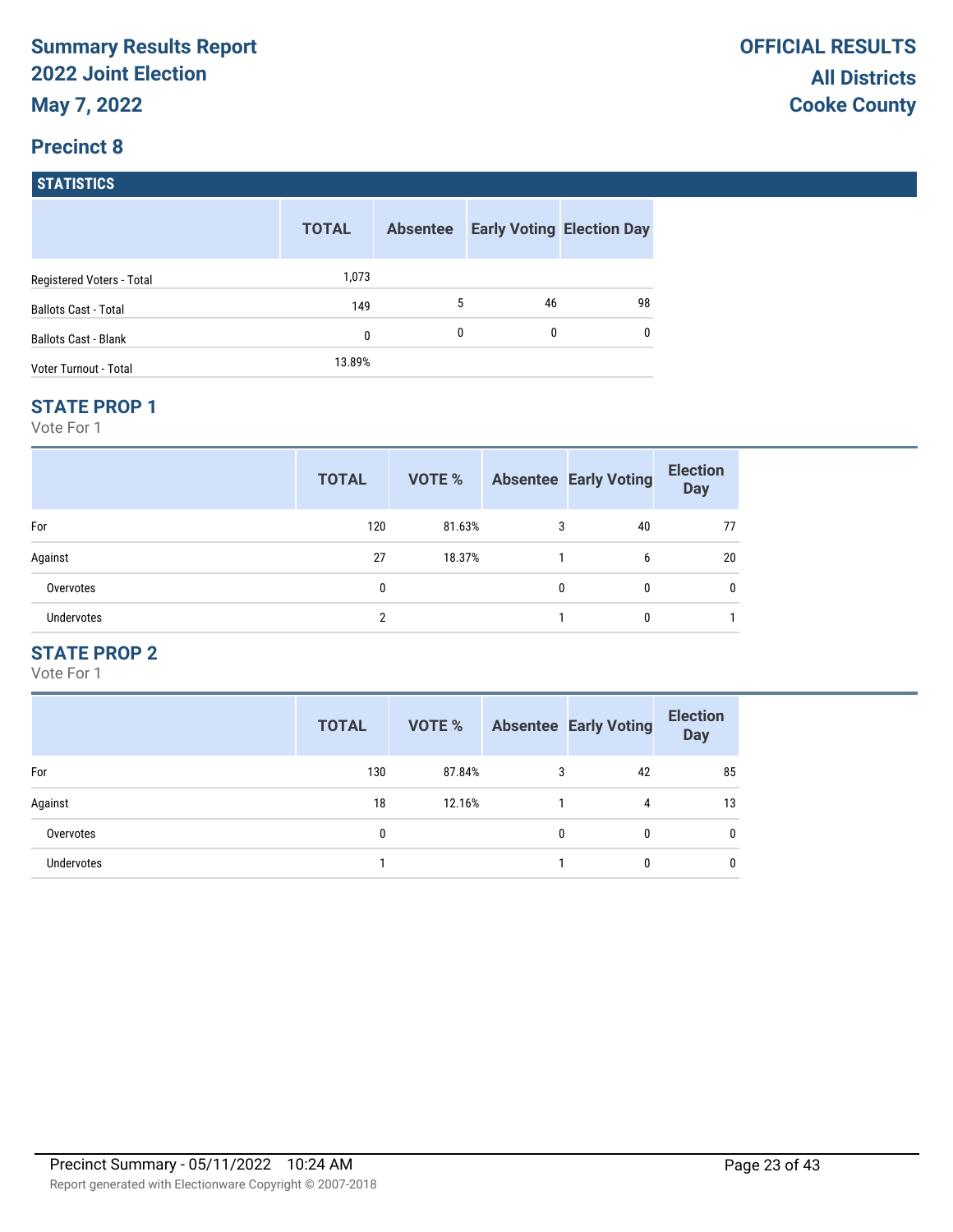# Summary Results Report
## 2022 Joint Election
## May 7, 2022

**OFFICIAL RESULTS**
**All Districts**
**Cooke County**

## Precinct 8

### STATISTICS

| | TOTAL | Absentee | Early Voting | Election Day |
|---|---|---|---|---|
| Registered Voters - Total | 1,073 | | | |
| Ballots Cast - Total | 149 | 5 | 46 | 98 |
| Ballots Cast - Blank | 0 | 0 | 0 | 0 |
| Voter Turnout - Total | 13.89% | | | |

### STATE PROP 1

Vote For 1

| | TOTAL | VOTE % | Absentee | Early Voting | Election Day |
|---|---|---|---|---|---|
| For | 120 | 81.63% | 3 | 40 | 77 |
| Against | 27 | 18.37% | 1 | 6 | 20 |
| Overvotes | 0 | | 0 | 0 | 0 |
| Undervotes | 2 | | 1 | 0 | 1 |

### STATE PROP 2

Vote For 1

| | TOTAL | VOTE % | Absentee | Early Voting | Election Day |
|---|---|---|---|---|---|
| For | 130 | 87.84% | 3 | 42 | 85 |
| Against | 18 | 12.16% | 1 | 4 | 13 |
| Overvotes | 0 | | 0 | 0 | 0 |
| Undervotes | 1 | | 1 | 0 | 0 |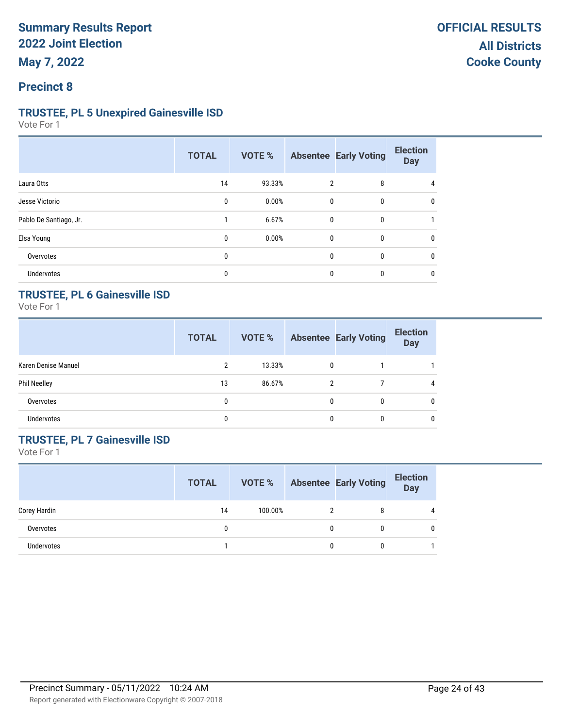# Summary Results Report
## 2022 Joint Election
## May 7, 2022

**OFFICIAL RESULTS**
**All Districts**
**Cooke County**

## Precinct 8

### TRUSTEE, PL 5 Unexpired Gainesville ISD

Vote For 1

| | TOTAL | VOTE % | Absentee | Early Voting | Election Day |
|---|---|---|---|---|---|
| Laura Otts | 14 | 93.33% | 2 | 8 | 4 |
| Jesse Victorio | 0 | 0.00% | 0 | 0 | 0 |
| Pablo De Santiago, Jr. | 1 | 6.67% | 0 | 0 | 1 |
| Elsa Young | 0 | 0.00% | 0 | 0 | 0 |
| Overvotes | 0 | | 0 | 0 | 0 |
| Undervotes | 0 | | 0 | 0 | 0 |

### TRUSTEE, PL 6 Gainesville ISD

Vote For 1

| | TOTAL | VOTE % | Absentee | Early Voting | Election Day |
|---|---|---|---|---|---|
| Karen Denise Manuel | 2 | 13.33% | 0 | 1 | 1 |
| Phil Neelley | 13 | 86.67% | 2 | 7 | 4 |
| Overvotes | 0 | | 0 | 0 | 0 |
| Undervotes | 0 | | 0 | 0 | 0 |

### TRUSTEE, PL 7 Gainesville ISD

Vote For 1

| | TOTAL | VOTE % | Absentee | Early Voting | Election Day |
|---|---|---|---|---|---|
| Corey Hardin | 14 | 100.00% | 2 | 8 | 4 |
| Overvotes | 0 | | 0 | 0 | 0 |
| Undervotes | 1 | | 0 | 0 | 1 |

Precinct Summary - 05/11/2022 10:24 AM

Report generated with Electionware Copyright © 2007-2018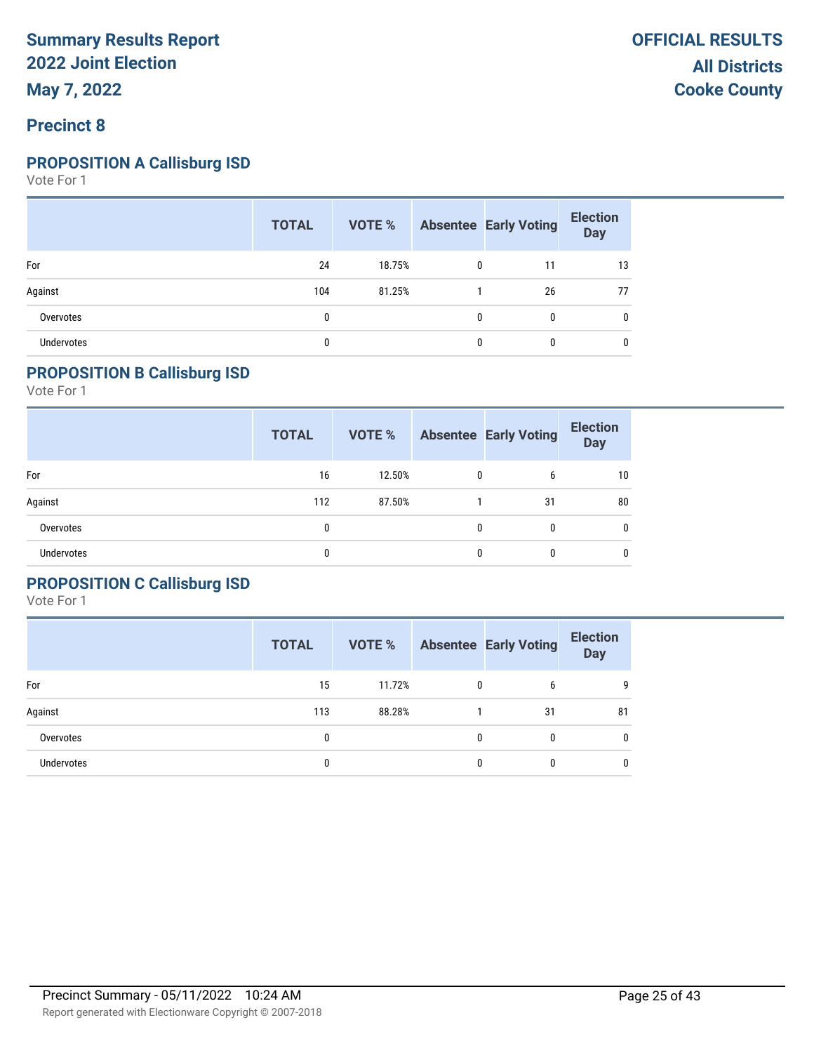# Summary Results Report
## 2022 Joint Election
## May 7, 2022

**OFFICIAL RESULTS**
**All Districts**
**Cooke County**

## Precinct 8

### PROPOSITION A Callisburg ISD

Vote For 1

| | TOTAL | VOTE % | Absentee | Early Voting | Election Day |
|---|---|---|---|---|---|
| For | 24 | 18.75% | 0 | 11 | 13 |
| Against | 104 | 81.25% | 1 | 26 | 77 |
| Overvotes | 0 | | 0 | 0 | 0 |
| Undervotes | 0 | | 0 | 0 | 0 |

### PROPOSITION B Callisburg ISD

Vote For 1

| | TOTAL | VOTE % | Absentee | Early Voting | Election Day |
|---|---|---|---|---|---|
| For | 16 | 12.50% | 0 | 6 | 10 |
| Against | 112 | 87.50% | 1 | 31 | 80 |
| Overvotes | 0 | | 0 | 0 | 0 |
| Undervotes | 0 | | 0 | 0 | 0 |

### PROPOSITION C Callisburg ISD

Vote For 1

| | TOTAL | VOTE % | Absentee | Early Voting | Election Day |
|---|---|---|---|---|---|
| For | 15 | 11.72% | 0 | 6 | 9 |
| Against | 113 | 88.28% | 1 | 31 | 81 |
| Overvotes | 0 | | 0 | 0 | 0 |
| Undervotes | 0 | | 0 | 0 | 0 |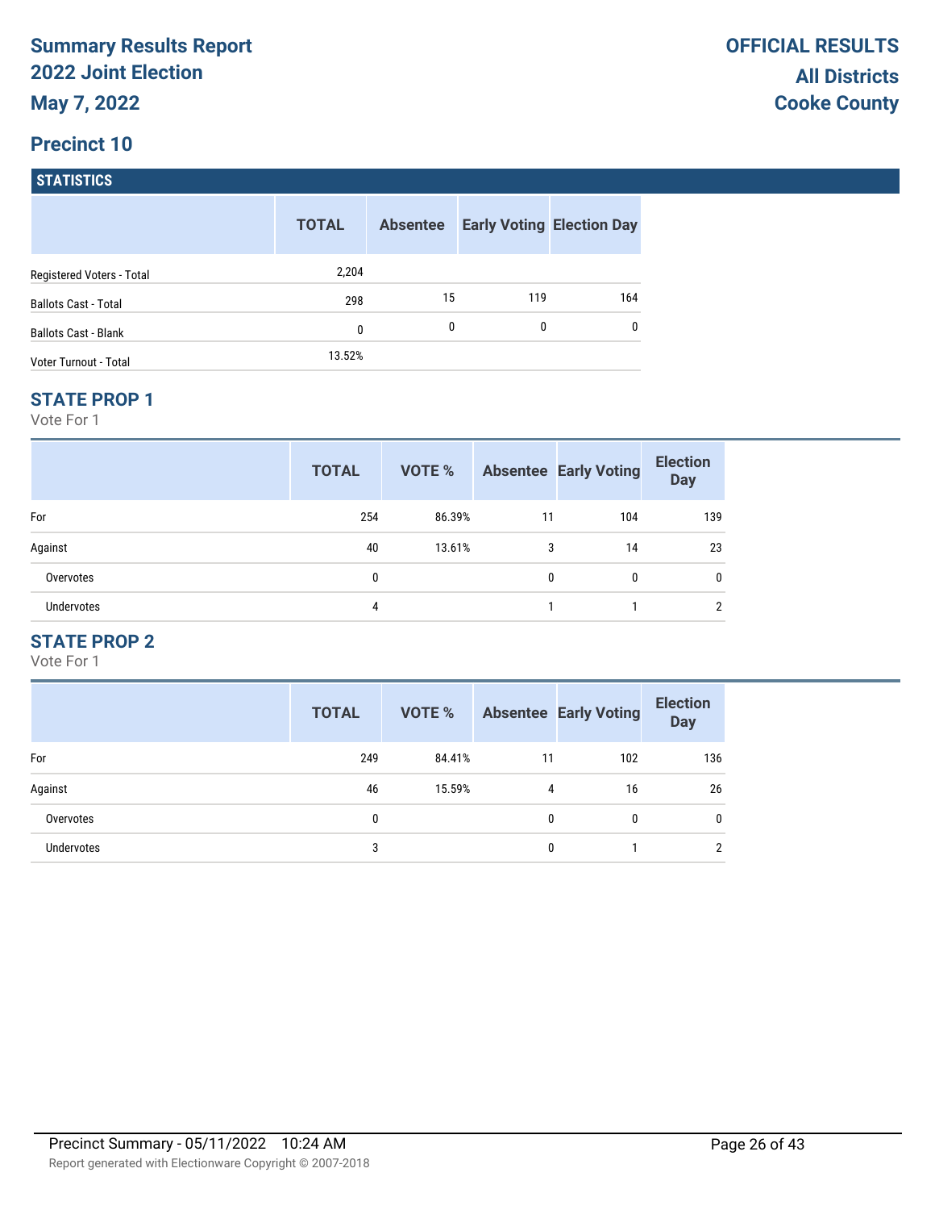# Summary Results Report
## 2022 Joint Election
## May 7, 2022

**OFFICIAL RESULTS**
**All Districts**
**Cooke County**

## Precinct 10

### STATISTICS

| | TOTAL | Absentee | Early Voting | Election Day |
|---|---|---|---|---|
| Registered Voters - Total | 2,204 | | | |
| Ballots Cast - Total | 298 | 15 | 119 | 164 |
| Ballots Cast - Blank | 0 | 0 | 0 | 0 |
| Voter Turnout - Total | 13.52% | | | |

### STATE PROP 1

Vote For 1

| | TOTAL | VOTE % | Absentee | Early Voting | Election Day |
|---|---|---|---|---|---|
| For | 254 | 86.39% | 11 | 104 | 139 |
| Against | 40 | 13.61% | 3 | 14 | 23 |
| Overvotes | 0 | | 0 | 0 | 0 |
| Undervotes | 4 | | 1 | 1 | 2 |

### STATE PROP 2

Vote For 1

| | TOTAL | VOTE % | Absentee | Early Voting | Election Day |
|---|---|---|---|---|---|
| For | 249 | 84.41% | 11 | 102 | 136 |
| Against | 46 | 15.59% | 4 | 16 | 26 |
| Overvotes | 0 | | 0 | 0 | 0 |
| Undervotes | 3 | | 0 | 1 | 2 |

Precinct Summary - 05/11/2022 10:24 AM

Report generated with Electionware Copyright © 2007-2018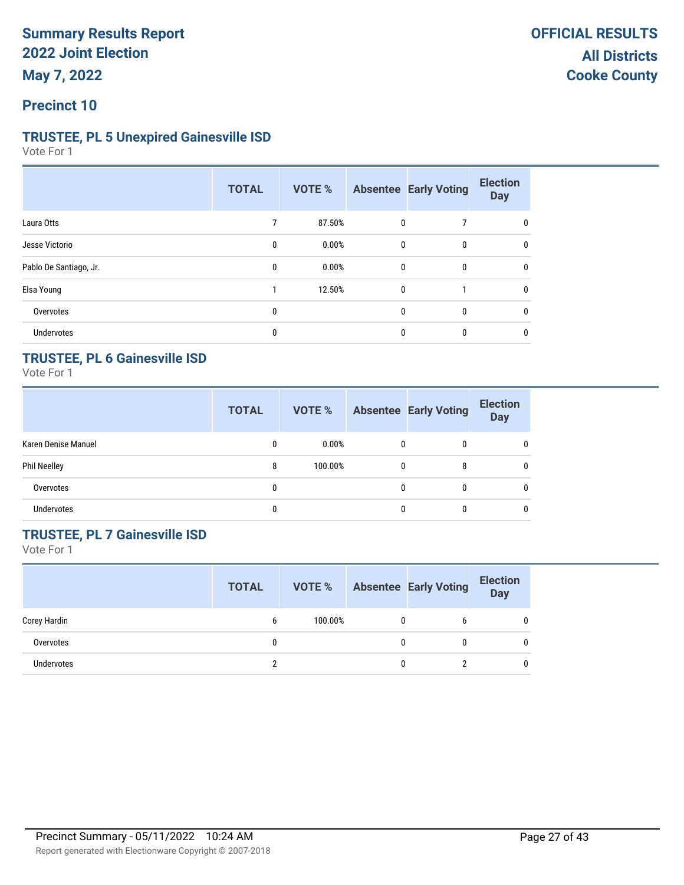# Summary Results Report
## 2022 Joint Election
## May 7, 2022

**OFFICIAL RESULTS**
**All Districts**
**Cooke County**

## Precinct 10

### TRUSTEE, PL 5 Unexpired Gainesville ISD

Vote For 1

| | TOTAL | VOTE % | Absentee | Early Voting | Election Day |
|---|---|---|---|---|---|
| Laura Otts | 7 | 87.50% | 0 | 7 | 0 |
| Jesse Victorio | 0 | 0.00% | 0 | 0 | 0 |
| Pablo De Santiago, Jr. | 0 | 0.00% | 0 | 0 | 0 |
| Elsa Young | 1 | 12.50% | 0 | 1 | 0 |
| Overvotes | 0 | | 0 | 0 | 0 |
| Undervotes | 0 | | 0 | 0 | 0 |

### TRUSTEE, PL 6 Gainesville ISD

Vote For 1

| | TOTAL | VOTE % | Absentee | Early Voting | Election Day |
|---|---|---|---|---|---|
| Karen Denise Manuel | 0 | 0.00% | 0 | 0 | 0 |
| Phil Neelley | 8 | 100.00% | 0 | 8 | 0 |
| Overvotes | 0 | | 0 | 0 | 0 |
| Undervotes | 0 | | 0 | 0 | 0 |

### TRUSTEE, PL 7 Gainesville ISD

Vote For 1

| | TOTAL | VOTE % | Absentee | Early Voting | Election Day |
|---|---|---|---|---|---|
| Corey Hardin | 6 | 100.00% | 0 | 6 | 0 |
| Overvotes | 0 | | 0 | 0 | 0 |
| Undervotes | 2 | | 0 | 2 | 0 |

Precinct Summary - 05/11/2022 10:24 AM

Report generated with Electionware Copyright © 2007-2018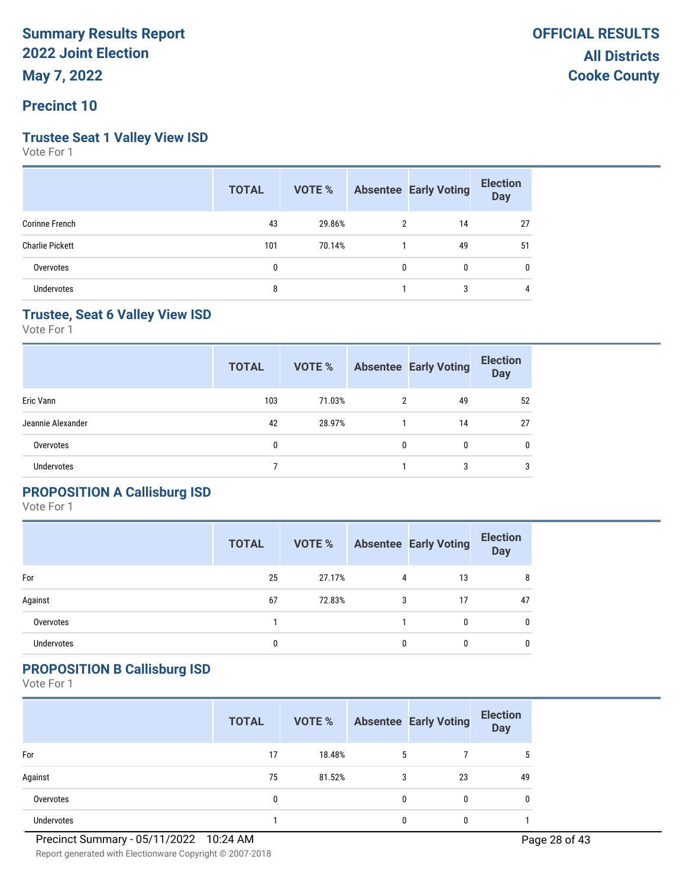# Summary Results Report
# 2022 Joint Election
# May 7, 2022

**OFFICIAL RESULTS**
**All Districts**
**Cooke County**

## Precinct 10

### Trustee Seat 1 Valley View ISD
Vote For 1

| | TOTAL | VOTE % | Absentee | Early Voting | Election Day |
|---|---|---|---|---|---|
| Corinne French | 43 | 29.86% | 2 | 14 | 27 |
| Charlie Pickett | 101 | 70.14% | 1 | 49 | 51 |
| Overvotes | 0 | | 0 | 0 | 0 |
| Undervotes | 8 | | 1 | 3 | 4 |

### Trustee, Seat 6 Valley View ISD
Vote For 1

| | TOTAL | VOTE % | Absentee | Early Voting | Election Day |
|---|---|---|---|---|---|
| Eric Vann | 103 | 71.03% | 2 | 49 | 52 |
| Jeannie Alexander | 42 | 28.97% | 1 | 14 | 27 |
| Overvotes | 0 | | 0 | 0 | 0 |
| Undervotes | 7 | | 1 | 3 | 3 |

### PROPOSITION A Callisburg ISD
Vote For 1

| | TOTAL | VOTE % | Absentee | Early Voting | Election Day |
|---|---|---|---|---|---|
| For | 25 | 27.17% | 4 | 13 | 8 |
| Against | 67 | 72.83% | 3 | 17 | 47 |
| Overvotes | 1 | | 1 | 0 | 0 |
| Undervotes | 0 | | 0 | 0 | 0 |

### PROPOSITION B Callisburg ISD
Vote For 1

| | TOTAL | VOTE % | Absentee | Early Voting | Election Day |
|---|---|---|---|---|---|
| For | 17 | 18.48% | 5 | 7 | 5 |
| Against | 75 | 81.52% | 3 | 23 | 49 |
| Overvotes | 0 | | 0 | 0 | 0 |
| Undervotes | 1 | | 0 | 0 | 1 |

Precinct Summary - 05/11/2022 10:24 AM

Report generated with Electionware Copyright © 2007-2018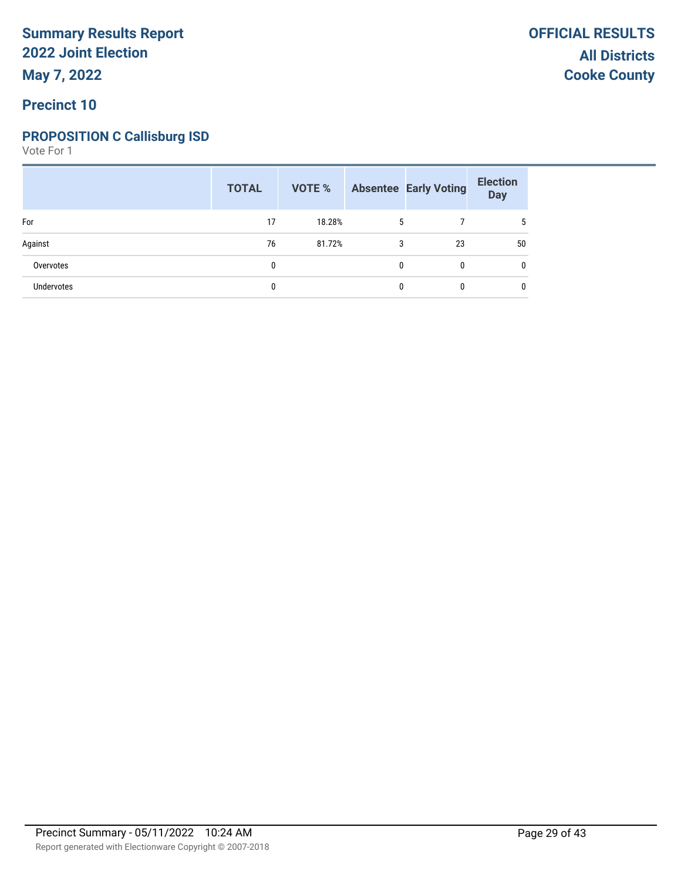**Summary Results Report**
**2022 Joint Election**
**May 7, 2022**

**OFFICIAL RESULTS**
**All Districts**
**Cooke County**

## Precinct 10

### PROPOSITION C Callisburg ISD

Vote For 1

| | TOTAL | VOTE % | Absentee | Early Voting | Election Day |
|---|---|---|---|---|---|
| For | 17 | 18.28% | 5 | 7 | 5 |
| Against | 76 | 81.72% | 3 | 23 | 50 |
| Overvotes | 0 | | 0 | 0 | 0 |
| Undervotes | 0 | | 0 | 0 | 0 |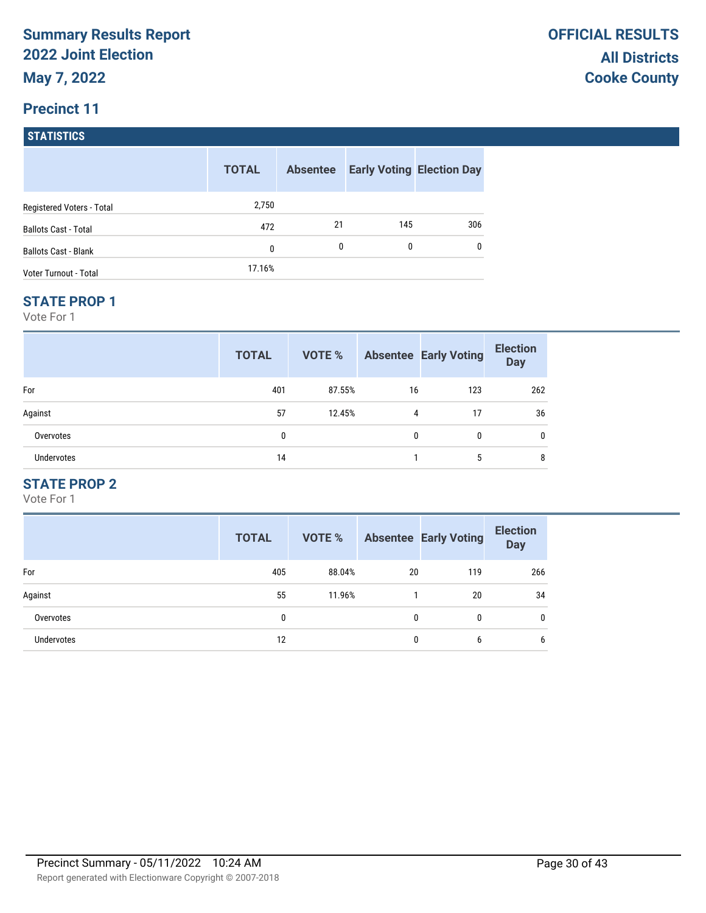# Summary Results Report
## 2022 Joint Election
## May 7, 2022

**OFFICIAL RESULTS**
**All Districts**
**Cooke County**

## Precinct 11

### STATISTICS

| | TOTAL | Absentee | Early Voting | Election Day |
|---|---|---|---|---|
| Registered Voters - Total | 2,750 | | | |
| Ballots Cast - Total | 472 | 21 | 145 | 306 |
| Ballots Cast - Blank | 0 | 0 | 0 | 0 |
| Voter Turnout - Total | 17.16% | | | |

### STATE PROP 1

Vote For 1

| | TOTAL | VOTE % | Absentee | Early Voting | Election Day |
|---|---|---|---|---|---|
| For | 401 | 87.55% | 16 | 123 | 262 |
| Against | 57 | 12.45% | 4 | 17 | 36 |
| Overvotes | 0 | | 0 | 0 | 0 |
| Undervotes | 14 | | 1 | 5 | 8 |

### STATE PROP 2

Vote For 1

| | TOTAL | VOTE % | Absentee | Early Voting | Election Day |
|---|---|---|---|---|---|
| For | 405 | 88.04% | 20 | 119 | 266 |
| Against | 55 | 11.96% | 1 | 20 | 34 |
| Overvotes | 0 | | 0 | 0 | 0 |
| Undervotes | 12 | | 0 | 6 | 6 |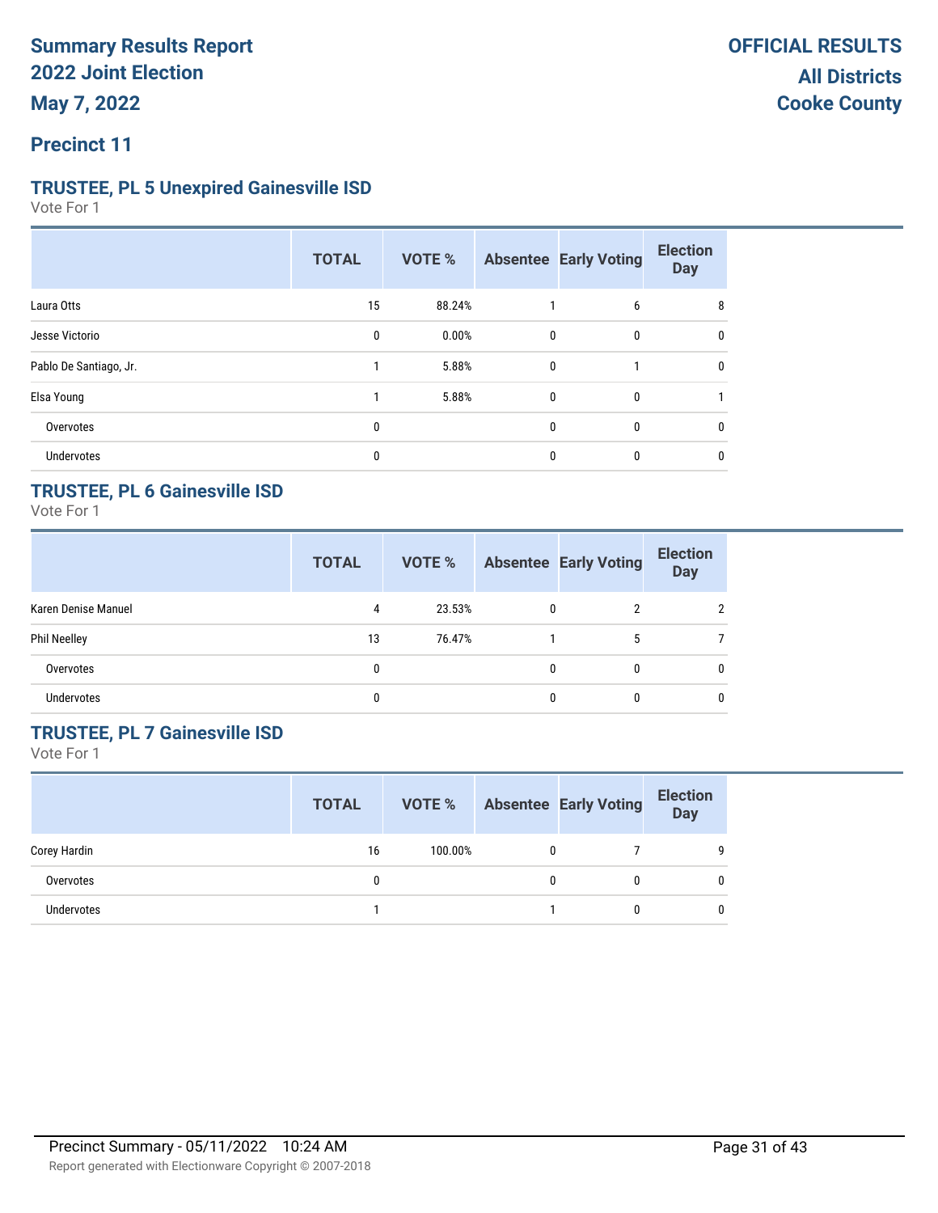# Summary Results Report
## 2022 Joint Election
## May 7, 2022

**OFFICIAL RESULTS**
**All Districts**
**Cooke County**

## Precinct 11

### TRUSTEE, PL 5 Unexpired Gainesville ISD

Vote For 1

| | TOTAL | VOTE % | Absentee | Early Voting | Election Day |
|---|---|---|---|---|---|
| Laura Otts | 15 | 88.24% | 1 | 6 | 8 |
| Jesse Victorio | 0 | 0.00% | 0 | 0 | 0 |
| Pablo De Santiago, Jr. | 1 | 5.88% | 0 | 1 | 0 |
| Elsa Young | 1 | 5.88% | 0 | 0 | 1 |
| Overvotes | 0 | | 0 | 0 | 0 |
| Undervotes | 0 | | 0 | 0 | 0 |

### TRUSTEE, PL 6 Gainesville ISD

Vote For 1

| | TOTAL | VOTE % | Absentee | Early Voting | Election Day |
|---|---|---|---|---|---|
| Karen Denise Manuel | 4 | 23.53% | 0 | 2 | 2 |
| Phil Neelley | 13 | 76.47% | 1 | 5 | 7 |
| Overvotes | 0 | | 0 | 0 | 0 |
| Undervotes | 0 | | 0 | 0 | 0 |

### TRUSTEE, PL 7 Gainesville ISD

Vote For 1

| | TOTAL | VOTE % | Absentee | Early Voting | Election Day |
|---|---|---|---|---|---|
| Corey Hardin | 16 | 100.00% | 0 | 7 | 9 |
| Overvotes | 0 | | 0 | 0 | 0 |
| Undervotes | 1 | | 1 | 0 | 0 |

Precinct Summary - 05/11/2022 10:24 AM

Report generated with Electionware Copyright © 2007-2018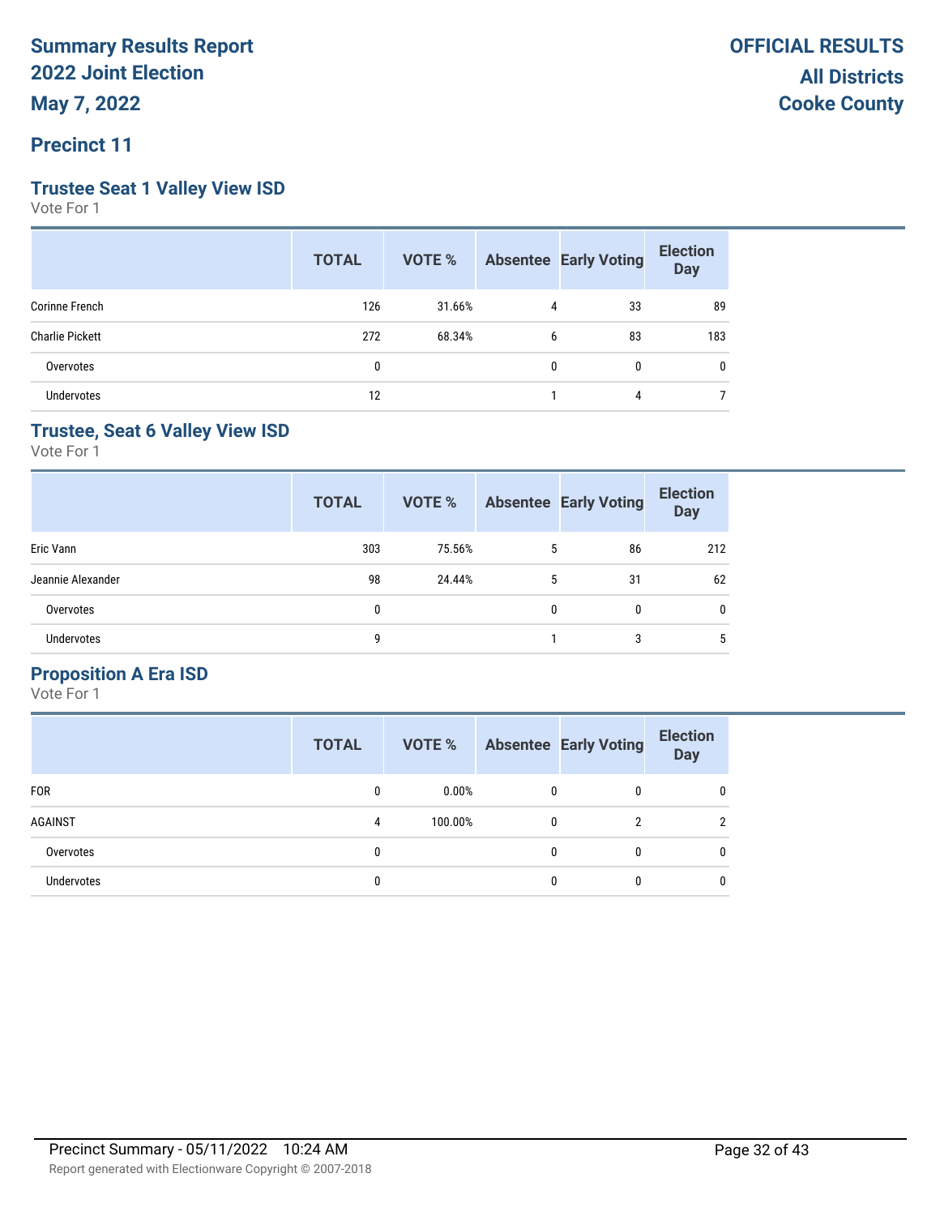# Summary Results Report
# 2022 Joint Election
# May 7, 2022

**OFFICIAL RESULTS**
**All Districts**
**Cooke County**

## Precinct 11

### Trustee Seat 1 Valley View ISD

Vote For 1

| | TOTAL | VOTE % | Absentee | Early Voting | Election Day |
|---|---|---|---|---|---|
| Corinne French | 126 | 31.66% | 4 | 33 | 89 |
| Charlie Pickett | 272 | 68.34% | 6 | 83 | 183 |
| Overvotes | 0 | | 0 | 0 | 0 |
| Undervotes | 12 | | 1 | 4 | 7 |

### Trustee, Seat 6 Valley View ISD

Vote For 1

| | TOTAL | VOTE % | Absentee | Early Voting | Election Day |
|---|---|---|---|---|---|
| Eric Vann | 303 | 75.56% | 5 | 86 | 212 |
| Jeannie Alexander | 98 | 24.44% | 5 | 31 | 62 |
| Overvotes | 0 | | 0 | 0 | 0 |
| Undervotes | 9 | | 1 | 3 | 5 |

### Proposition A Era ISD

Vote For 1

| | TOTAL | VOTE % | Absentee | Early Voting | Election Day |
|---|---|---|---|---|---|
| FOR | 0 | 0.00% | 0 | 0 | 0 |
| AGAINST | 4 | 100.00% | 0 | 2 | 2 |
| Overvotes | 0 | | 0 | 0 | 0 |
| Undervotes | 0 | | 0 | 0 | 0 |

Precinct Summary - 05/11/2022 10:24 AM

Report generated with Electionware Copyright © 2007-2018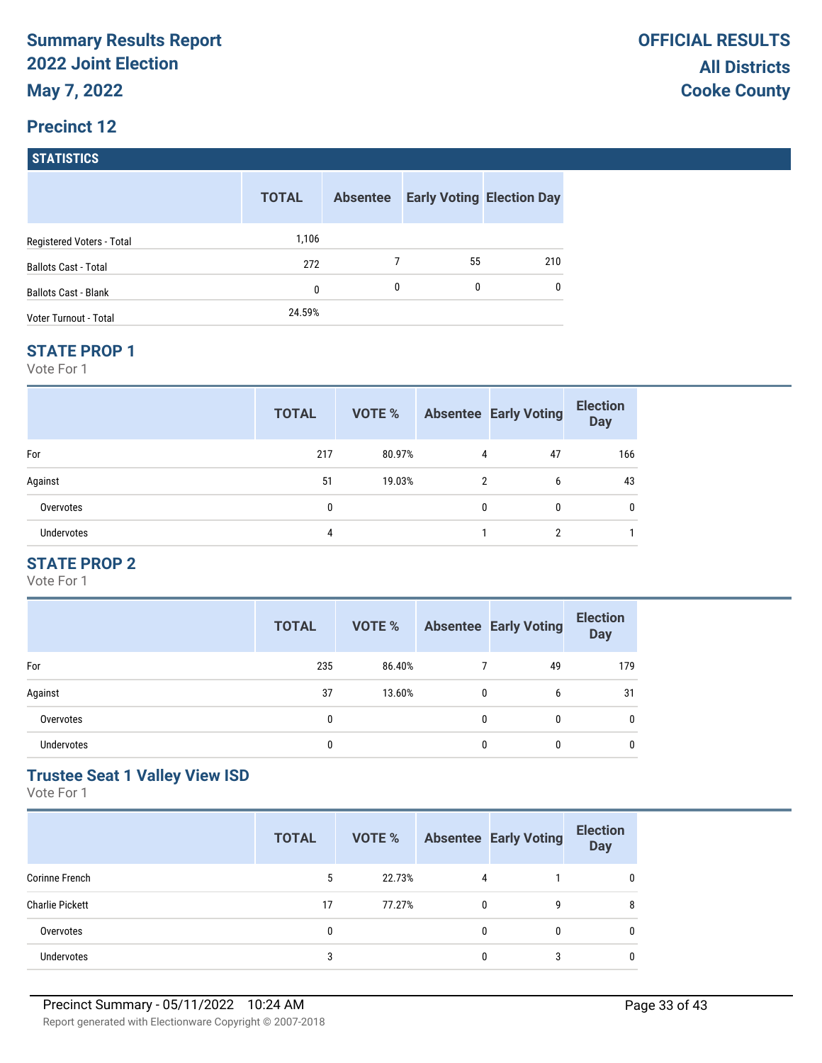**Summary Results Report**
**2022 Joint Election**
**May 7, 2022**

**OFFICIAL RESULTS**
**All Districts**
**Cooke County**

## Precinct 12

### STATISTICS

| | TOTAL | Absentee | Early Voting | Election Day |
|---|---|---|---|---|
| Registered Voters - Total | 1,106 | | | |
| Ballots Cast - Total | 272 | 7 | 55 | 210 |
| Ballots Cast - Blank | 0 | 0 | 0 | 0 |
| Voter Turnout - Total | 24.59% | | | |

### STATE PROP 1

Vote For 1

| | TOTAL | VOTE % | Absentee | Early Voting | Election Day |
|---|---|---|---|---|---|
| For | 217 | 80.97% | 4 | 47 | 166 |
| Against | 51 | 19.03% | 2 | 6 | 43 |
| Overvotes | 0 | | 0 | 0 | 0 |
| Undervotes | 4 | | 1 | 2 | 1 |

### STATE PROP 2

Vote For 1

| | TOTAL | VOTE % | Absentee | Early Voting | Election Day |
|---|---|---|---|---|---|
| For | 235 | 86.40% | 7 | 49 | 179 |
| Against | 37 | 13.60% | 0 | 6 | 31 |
| Overvotes | 0 | | 0 | 0 | 0 |
| Undervotes | 0 | | 0 | 0 | 0 |

### Trustee Seat 1 Valley View ISD

Vote For 1

| | TOTAL | VOTE % | Absentee | Early Voting | Election Day |
|---|---|---|---|---|---|
| Corinne French | 5 | 22.73% | 4 | 1 | 0 |
| Charlie Pickett | 17 | 77.27% | 0 | 9 | 8 |
| Overvotes | 0 | | 0 | 0 | 0 |
| Undervotes | 3 | | 0 | 3 | 0 |

Precinct Summary - 05/11/2022 10:24 AM

Report generated with Electionware Copyright © 2007-2018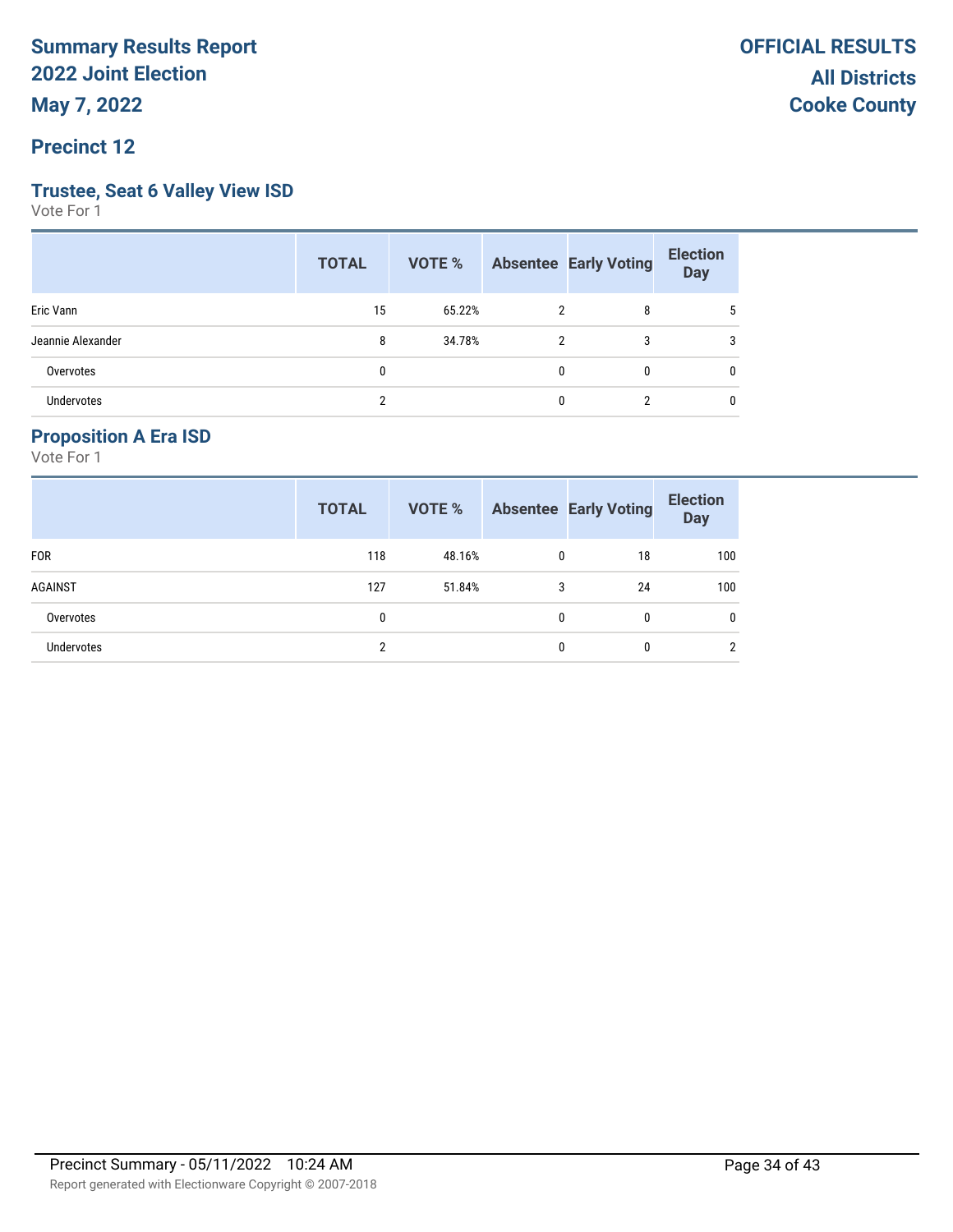# Summary Results Report
# 2022 Joint Election
# May 7, 2022

**OFFICIAL RESULTS**
**All Districts**
**Cooke County**

## Precinct 12

### Trustee, Seat 6 Valley View ISD

Vote For 1

| | TOTAL | VOTE % | Absentee | Early Voting | Election Day |
|---|---|---|---|---|---|
| Eric Vann | 15 | 65.22% | 2 | 8 | 5 |
| Jeannie Alexander | 8 | 34.78% | 2 | 3 | 3 |
| Overvotes | 0 | | 0 | 0 | 0 |
| Undervotes | 2 | | 0 | 2 | 0 |

### Proposition A Era ISD

Vote For 1

| | TOTAL | VOTE % | Absentee | Early Voting | Election Day |
|---|---|---|---|---|---|
| FOR | 118 | 48.16% | 0 | 18 | 100 |
| AGAINST | 127 | 51.84% | 3 | 24 | 100 |
| Overvotes | 0 | | 0 | 0 | 0 |
| Undervotes | 2 | | 0 | 0 | 2 |

Precinct Summary - 05/11/2022 10:24 AM

Report generated with Electionware Copyright © 2007-2018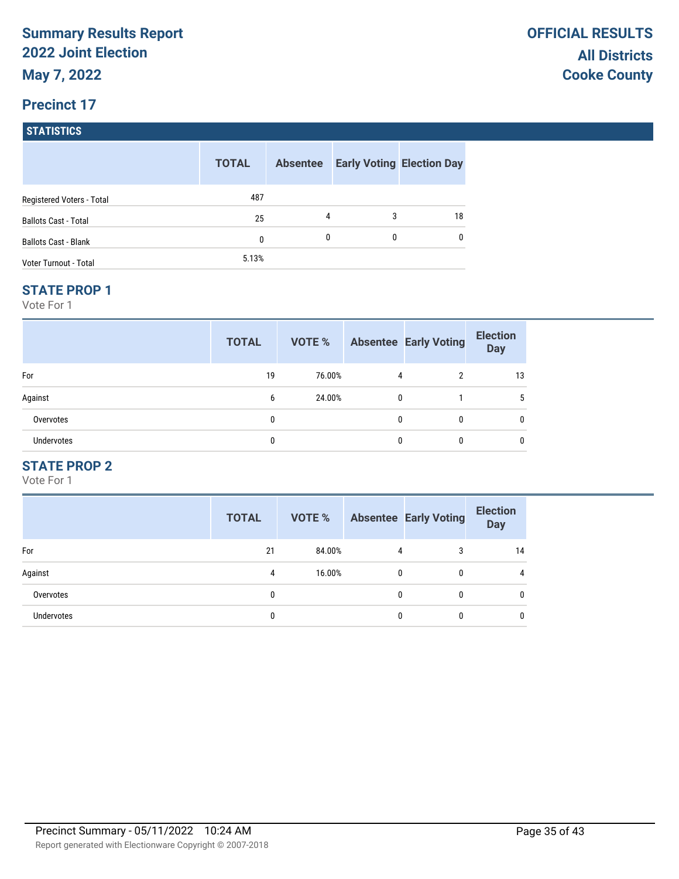# Summary Results Report
## 2022 Joint Election
## May 7, 2022

**OFFICIAL RESULTS**
**All Districts**
**Cooke County**

## Precinct 17

### STATISTICS

| | TOTAL | Absentee | Early Voting | Election Day |
|---|---|---|---|---|
| Registered Voters - Total | 487 | | | |
| Ballots Cast - Total | 25 | 4 | 3 | 18 |
| Ballots Cast - Blank | 0 | 0 | 0 | 0 |
| Voter Turnout - Total | 5.13% | | | |

### STATE PROP 1

Vote For 1

| | TOTAL | VOTE % | Absentee | Early Voting | Election Day |
|---|---|---|---|---|---|
| For | 19 | 76.00% | 4 | 2 | 13 |
| Against | 6 | 24.00% | 0 | 1 | 5 |
| Overvotes | 0 | | 0 | 0 | 0 |
| Undervotes | 0 | | 0 | 0 | 0 |

### STATE PROP 2

Vote For 1

| | TOTAL | VOTE % | Absentee | Early Voting | Election Day |
|---|---|---|---|---|---|
| For | 21 | 84.00% | 4 | 3 | 14 |
| Against | 4 | 16.00% | 0 | 0 | 4 |
| Overvotes | 0 | | 0 | 0 | 0 |
| Undervotes | 0 | | 0 | 0 | 0 |

Precinct Summary - 05/11/2022 10:24 AM

Report generated with Electionware Copyright © 2007-2018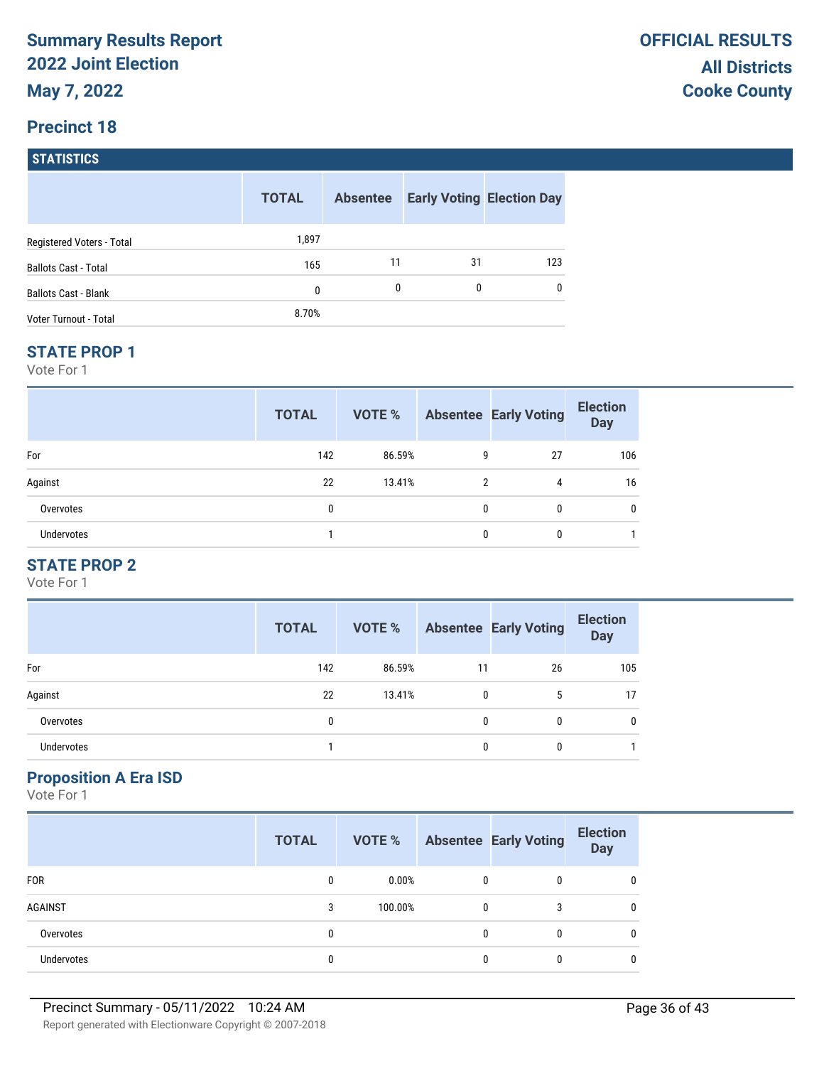# Summary Results Report
# 2022 Joint Election
# May 7, 2022

**OFFICIAL RESULTS**
**All Districts**
**Cooke County**

## Precinct 18

### STATISTICS

| | TOTAL | Absentee | Early Voting | Election Day |
|---|---|---|---|---|
| Registered Voters - Total | 1,897 | | | |
| Ballots Cast - Total | 165 | 11 | 31 | 123 |
| Ballots Cast - Blank | 0 | 0 | 0 | 0 |
| Voter Turnout - Total | 8.70% | | | |

### STATE PROP 1

Vote For 1

| | TOTAL | VOTE % | Absentee | Early Voting | Election Day |
|---|---|---|---|---|---|
| For | 142 | 86.59% | 9 | 27 | 106 |
| Against | 22 | 13.41% | 2 | 4 | 16 |
| Overvotes | 0 | | 0 | 0 | 0 |
| Undervotes | 1 | | 0 | 0 | 1 |

### STATE PROP 2

Vote For 1

| | TOTAL | VOTE % | Absentee | Early Voting | Election Day |
|---|---|---|---|---|---|
| For | 142 | 86.59% | 11 | 26 | 105 |
| Against | 22 | 13.41% | 0 | 5 | 17 |
| Overvotes | 0 | | 0 | 0 | 0 |
| Undervotes | 1 | | 0 | 0 | 1 |

### Proposition A Era ISD

Vote For 1

| | TOTAL | VOTE % | Absentee | Early Voting | Election Day |
|---|---|---|---|---|---|
| FOR | 0 | 0.00% | 0 | 0 | 0 |
| AGAINST | 3 | 100.00% | 0 | 3 | 0 |
| Overvotes | 0 | | 0 | 0 | 0 |
| Undervotes | 0 | | 0 | 0 | 0 |

Precinct Summary - 05/11/2022 10:24 AM

Report generated with Electionware Copyright © 2007-2018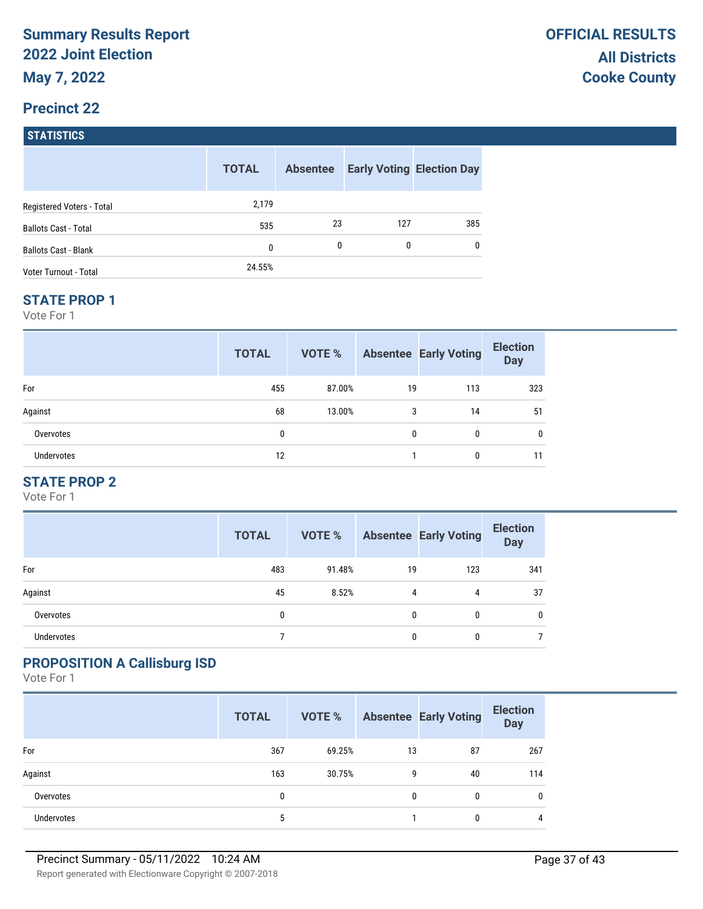# Summary Results Report
# 2022 Joint Election
# May 7, 2022

**OFFICIAL RESULTS**
**All Districts**
**Cooke County**

## Precinct 22

### STATISTICS

| | TOTAL | Absentee | Early Voting | Election Day |
|---|---|---|---|---|
| Registered Voters - Total | 2,179 | | | |
| Ballots Cast - Total | 535 | 23 | 127 | 385 |
| Ballots Cast - Blank | 0 | 0 | 0 | 0 |
| Voter Turnout - Total | 24.55% | | | |

### STATE PROP 1

Vote For 1

| | TOTAL | VOTE % | Absentee | Early Voting | Election Day |
|---|---|---|---|---|---|
| For | 455 | 87.00% | 19 | 113 | 323 |
| Against | 68 | 13.00% | 3 | 14 | 51 |
| Overvotes | 0 | | 0 | 0 | 0 |
| Undervotes | 12 | | 1 | 0 | 11 |

### STATE PROP 2

Vote For 1

| | TOTAL | VOTE % | Absentee | Early Voting | Election Day |
|---|---|---|---|---|---|
| For | 483 | 91.48% | 19 | 123 | 341 |
| Against | 45 | 8.52% | 4 | 4 | 37 |
| Overvotes | 0 | | 0 | 0 | 0 |
| Undervotes | 7 | | 0 | 0 | 7 |

### PROPOSITION A Callisburg ISD

Vote For 1

| | TOTAL | VOTE % | Absentee | Early Voting | Election Day |
|---|---|---|---|---|---|
| For | 367 | 69.25% | 13 | 87 | 267 |
| Against | 163 | 30.75% | 9 | 40 | 114 |
| Overvotes | 0 | | 0 | 0 | 0 |
| Undervotes | 5 | | 1 | 0 | 4 |

Precinct Summary - 05/11/2022 10:24 AM

Report generated with Electionware Copyright © 2007-2018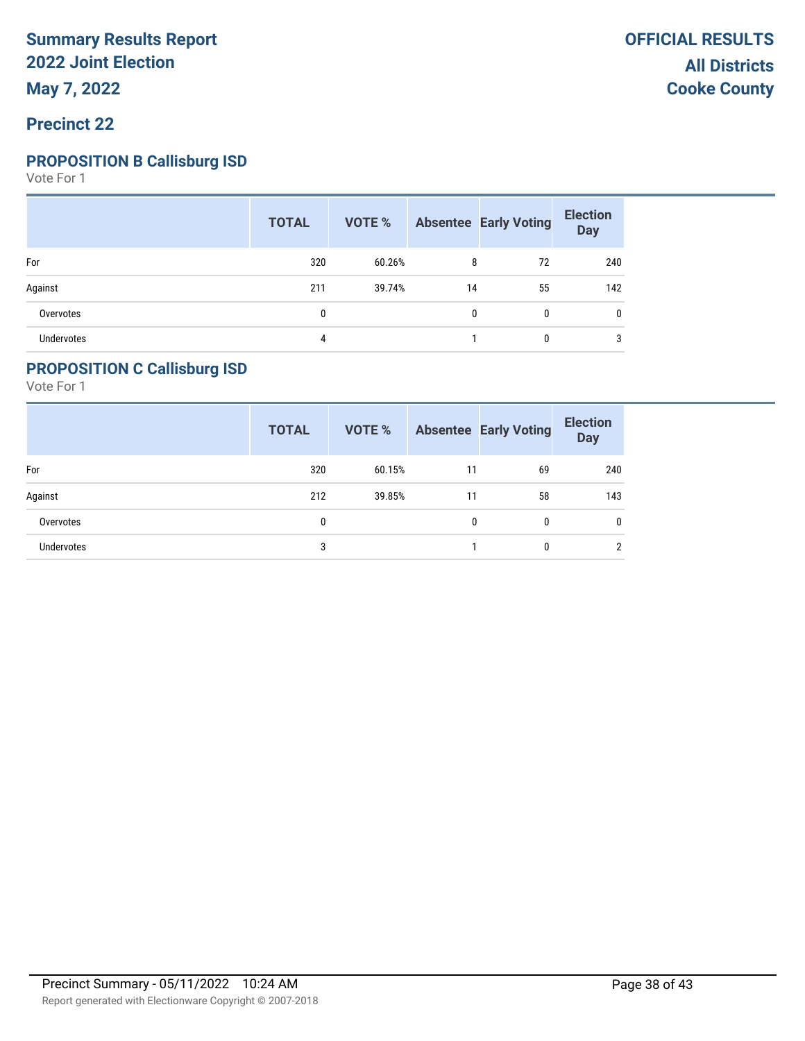# Summary Results Report
# 2022 Joint Election
# May 7, 2022

**OFFICIAL RESULTS**
**All Districts**
**Cooke County**

## Precinct 22

### PROPOSITION B Callisburg ISD

Vote For 1

| | TOTAL | VOTE % | Absentee | Early Voting | Election Day |
|---|---|---|---|---|---|
| For | 320 | 60.26% | 8 | 72 | 240 |
| Against | 211 | 39.74% | 14 | 55 | 142 |
| Overvotes | 0 | | 0 | 0 | 0 |
| Undervotes | 4 | | 1 | 0 | 3 |

### PROPOSITION C Callisburg ISD

Vote For 1

| | TOTAL | VOTE % | Absentee | Early Voting | Election Day |
|---|---|---|---|---|---|
| For | 320 | 60.15% | 11 | 69 | 240 |
| Against | 212 | 39.85% | 11 | 58 | 143 |
| Overvotes | 0 | | 0 | 0 | 0 |
| Undervotes | 3 | | 1 | 0 | 2 |

Precinct Summary - 05/11/2022 10:24 AM

Report generated with Electionware Copyright © 2007-2018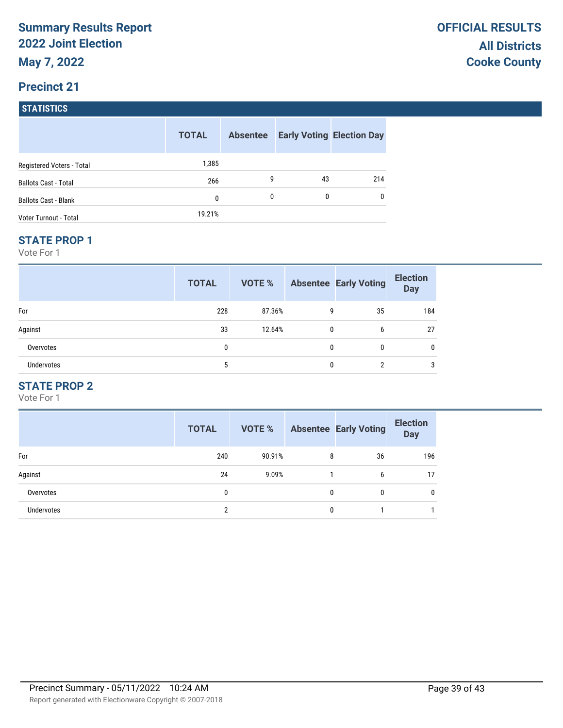# Summary Results Report
## 2022 Joint Election
## May 7, 2022

**OFFICIAL RESULTS**
**All Districts**
**Cooke County**

## Precinct 21

### STATISTICS

| | TOTAL | Absentee | Early Voting | Election Day |
|---|---|---|---|---|
| Registered Voters - Total | 1,385 | | | |
| Ballots Cast - Total | 266 | 9 | 43 | 214 |
| Ballots Cast - Blank | 0 | 0 | 0 | 0 |
| Voter Turnout - Total | 19.21% | | | |

### STATE PROP 1

Vote For 1

| | TOTAL | VOTE % | Absentee | Early Voting | Election Day |
|---|---|---|---|---|---|
| For | 228 | 87.36% | 9 | 35 | 184 |
| Against | 33 | 12.64% | 0 | 6 | 27 |
| Overvotes | 0 | | 0 | 0 | 0 |
| Undervotes | 5 | | 0 | 2 | 3 |

### STATE PROP 2

Vote For 1

| | TOTAL | VOTE % | Absentee | Early Voting | Election Day |
|---|---|---|---|---|---|
| For | 240 | 90.91% | 8 | 36 | 196 |
| Against | 24 | 9.09% | 1 | 6 | 17 |
| Overvotes | 0 | | 0 | 0 | 0 |
| Undervotes | 2 | | 0 | 1 | 1 |

Precinct Summary - 05/11/2022 10:24 AM

Report generated with Electionware Copyright © 2007-2018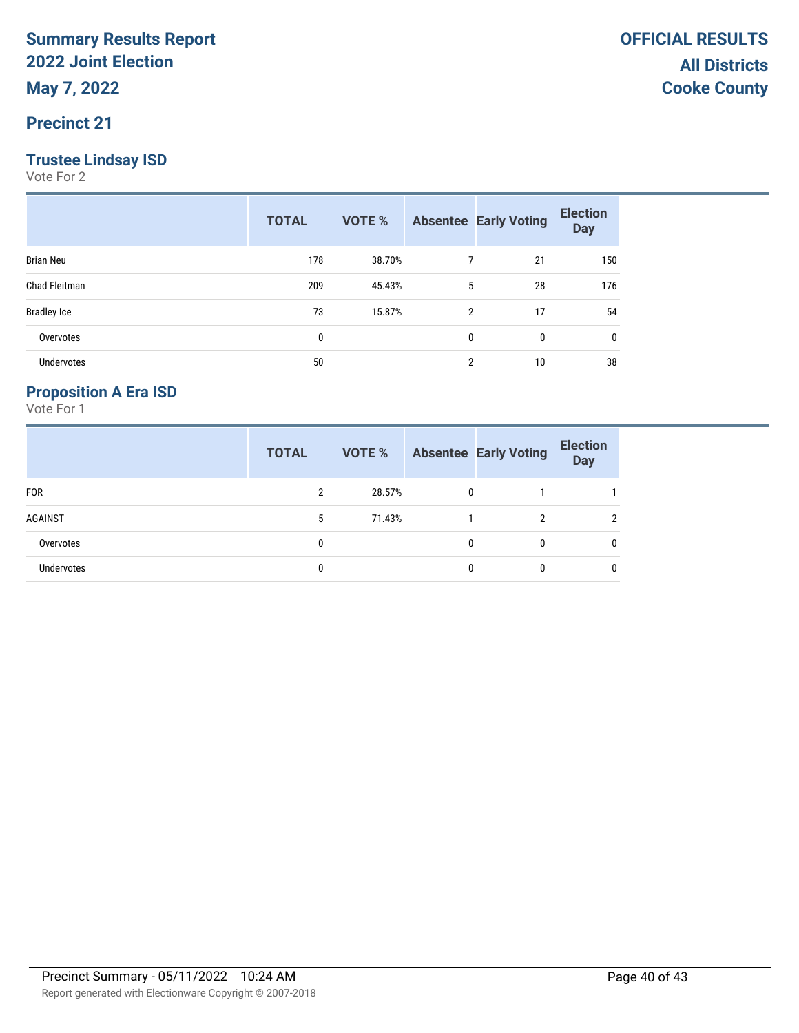# Summary Results Report
## 2022 Joint Election
## May 7, 2022

**OFFICIAL RESULTS**
**All Districts**
**Cooke County**

## Precinct 21

### Trustee Lindsay ISD

Vote For 2

| | TOTAL | VOTE % | Absentee | Early Voting | Election Day |
|---|---|---|---|---|---|
| Brian Neu | 178 | 38.70% | 7 | 21 | 150 |
| Chad Fleitman | 209 | 45.43% | 5 | 28 | 176 |
| Bradley Ice | 73 | 15.87% | 2 | 17 | 54 |
| Overvotes | 0 | | 0 | 0 | 0 |
| Undervotes | 50 | | 2 | 10 | 38 |

### Proposition A Era ISD

Vote For 1

| | TOTAL | VOTE % | Absentee | Early Voting | Election Day |
|---|---|---|---|---|---|
| FOR | 2 | 28.57% | 0 | 1 | 1 |
| AGAINST | 5 | 71.43% | 1 | 2 | 2 |
| Overvotes | 0 | | 0 | 0 | 0 |
| Undervotes | 0 | | 0 | 0 | 0 |

Precinct Summary - 05/11/2022 10:24 AM

Report generated with Electionware Copyright © 2007-2018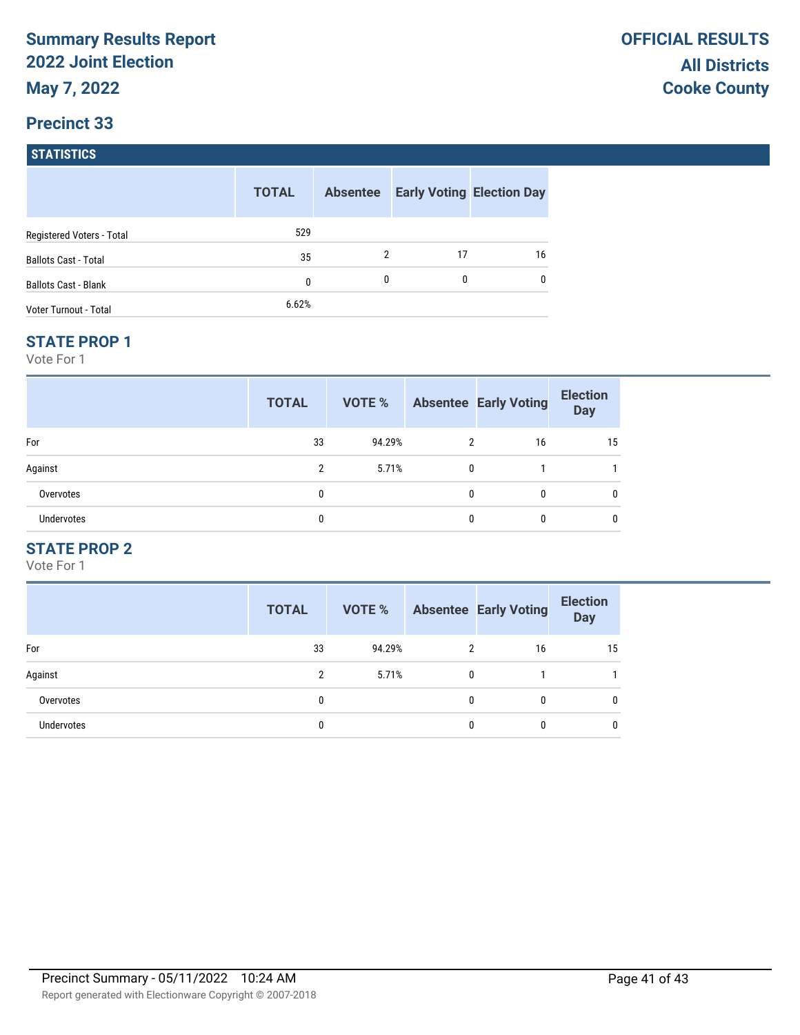# Summary Results Report
## 2022 Joint Election
**May 7, 2022**

**OFFICIAL RESULTS**
**All Districts**
**Cooke County**

## Precinct 33

### STATISTICS

| | TOTAL | Absentee | Early Voting | Election Day |
|---|---|---|---|---|
| Registered Voters - Total | 529 | | | |
| Ballots Cast - Total | 35 | 2 | 17 | 16 |
| Ballots Cast - Blank | 0 | 0 | 0 | 0 |
| Voter Turnout - Total | 6.62% | | | |

### STATE PROP 1

Vote For 1

| | TOTAL | VOTE % | Absentee | Early Voting | Election Day |
|---|---|---|---|---|---|
| For | 33 | 94.29% | 2 | 16 | 15 |
| Against | 2 | 5.71% | 0 | 1 | 1 |
| Overvotes | 0 | | 0 | 0 | 0 |
| Undervotes | 0 | | 0 | 0 | 0 |

### STATE PROP 2

Vote For 1

| | TOTAL | VOTE % | Absentee | Early Voting | Election Day |
|---|---|---|---|---|---|
| For | 33 | 94.29% | 2 | 16 | 15 |
| Against | 2 | 5.71% | 0 | 1 | 1 |
| Overvotes | 0 | | 0 | 0 | 0 |
| Undervotes | 0 | | 0 | 0 | 0 |

Precinct Summary - 05/11/2022 10:24 AM

Report generated with Electionware Copyright © 2007-2018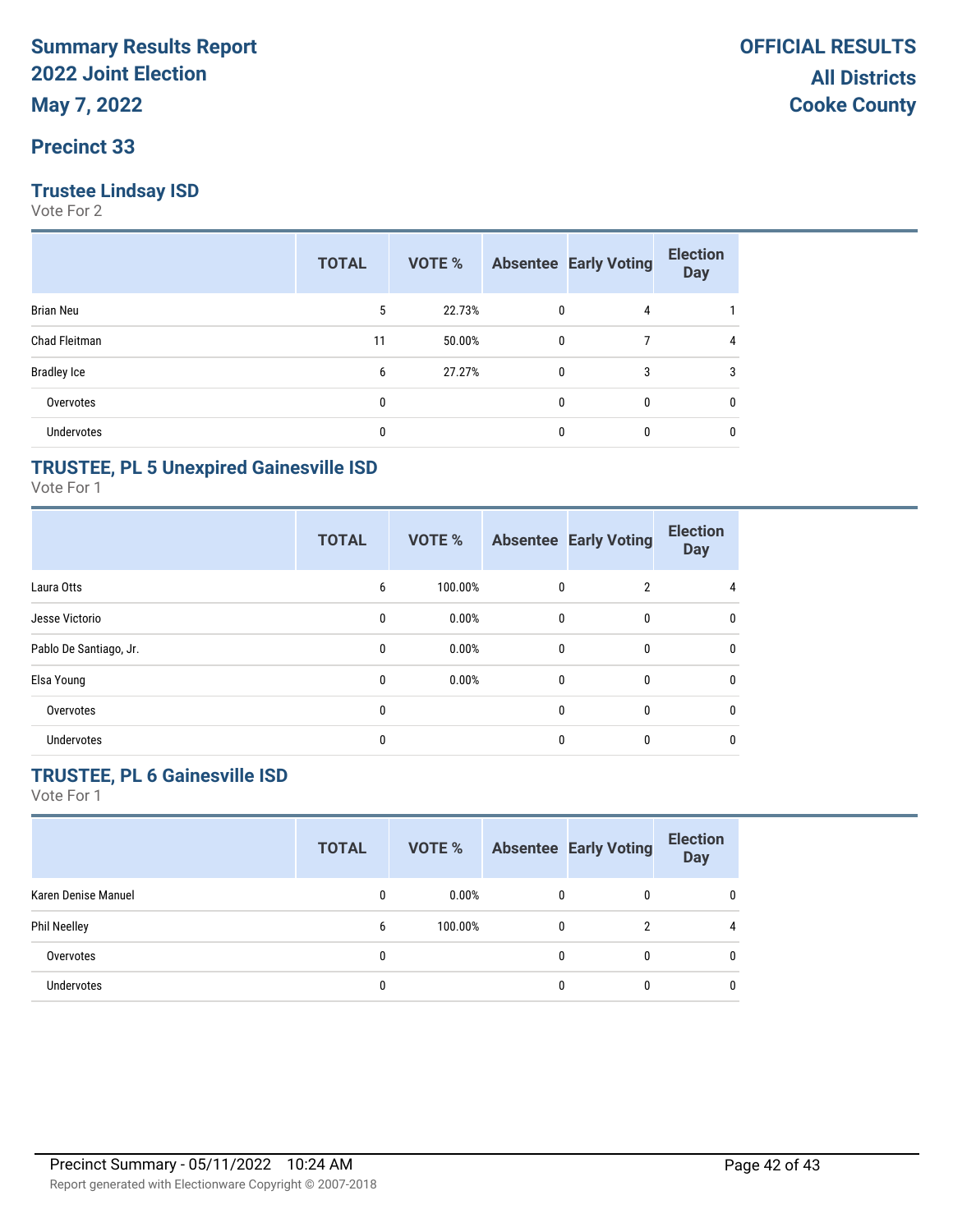# Summary Results Report
# 2022 Joint Election
# May 7, 2022

**OFFICIAL RESULTS**
**All Districts**
**Cooke County**

## Precinct 33

### Trustee Lindsay ISD

Vote For 2

| | TOTAL | VOTE % | Absentee | Early Voting | Election Day |
|---|---|---|---|---|---|
| Brian Neu | 5 | 22.73% | 0 | 4 | 1 |
| Chad Fleitman | 11 | 50.00% | 0 | 7 | 4 |
| Bradley Ice | 6 | 27.27% | 0 | 3 | 3 |
| Overvotes | 0 | | 0 | 0 | 0 |
| Undervotes | 0 | | 0 | 0 | 0 |

### TRUSTEE, PL 5 Unexpired Gainesville ISD

Vote For 1

| | TOTAL | VOTE % | Absentee | Early Voting | Election Day |
|---|---|---|---|---|---|
| Laura Otts | 6 | 100.00% | 0 | 2 | 4 |
| Jesse Victorio | 0 | 0.00% | 0 | 0 | 0 |
| Pablo De Santiago, Jr. | 0 | 0.00% | 0 | 0 | 0 |
| Elsa Young | 0 | 0.00% | 0 | 0 | 0 |
| Overvotes | 0 | | 0 | 0 | 0 |
| Undervotes | 0 | | 0 | 0 | 0 |

### TRUSTEE, PL 6 Gainesville ISD

Vote For 1

| | TOTAL | VOTE % | Absentee | Early Voting | Election Day |
|---|---|---|---|---|---|
| Karen Denise Manuel | 0 | 0.00% | 0 | 0 | 0 |
| Phil Neelley | 6 | 100.00% | 0 | 2 | 4 |
| Overvotes | 0 | | 0 | 0 | 0 |
| Undervotes | 0 | | 0 | 0 | 0 |

Precinct Summary - 05/11/2022 10:24 AM

Report generated with Electionware Copyright © 2007-2018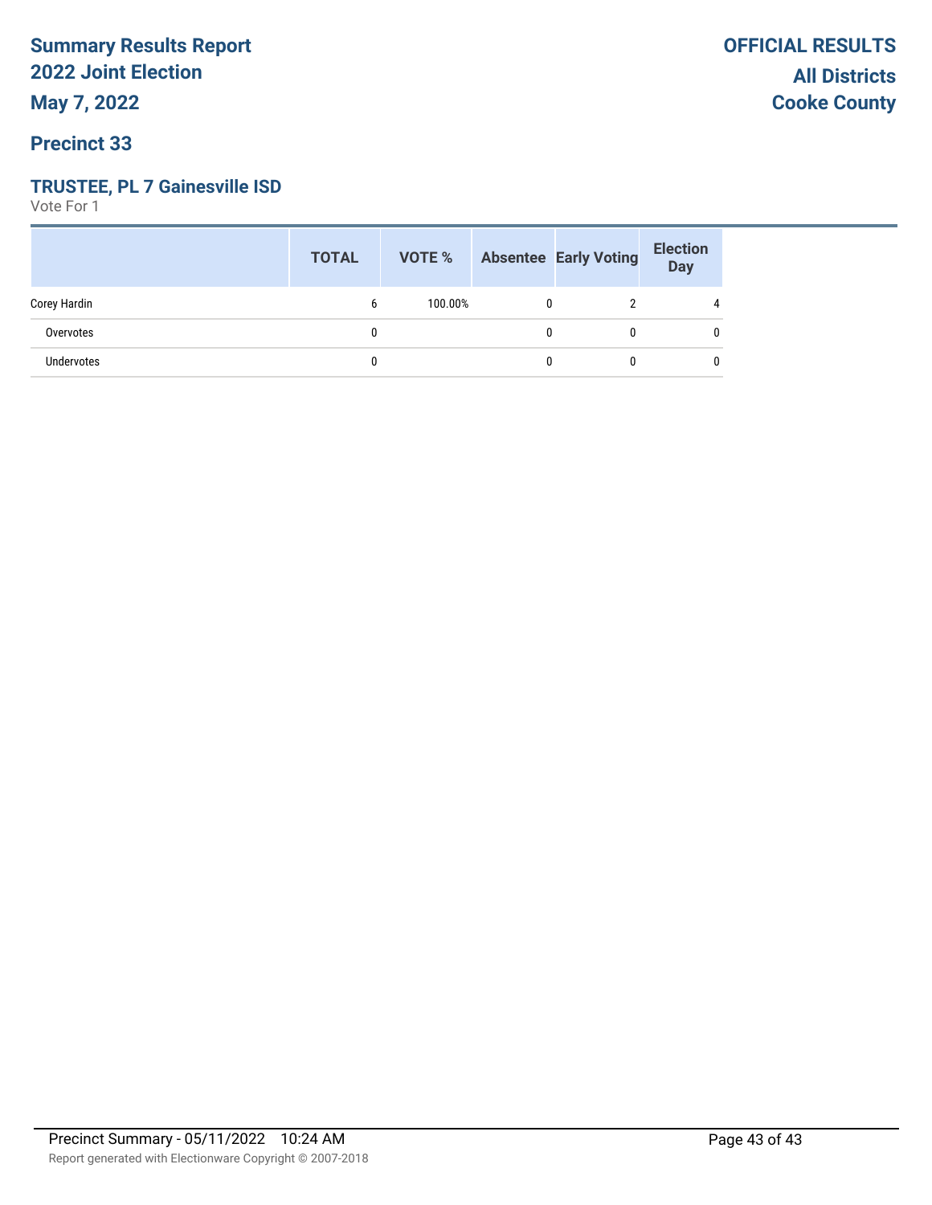# Summary Results Report

## 2022 Joint Election

## May 7, 2022

**OFFICIAL RESULTS**

**All Districts**

**Cooke County**

## Precinct 33

### TRUSTEE, PL 7 Gainesville ISD

Vote For 1

| | TOTAL | VOTE % | Absentee | Early Voting | Election Day |
|---|---|---|---|---|---|
| Corey Hardin | 6 | 100.00% | 0 | 2 | 4 |
| Overvotes | 0 | | 0 | 0 | 0 |
| Undervotes | 0 | | 0 | 0 | 0 |